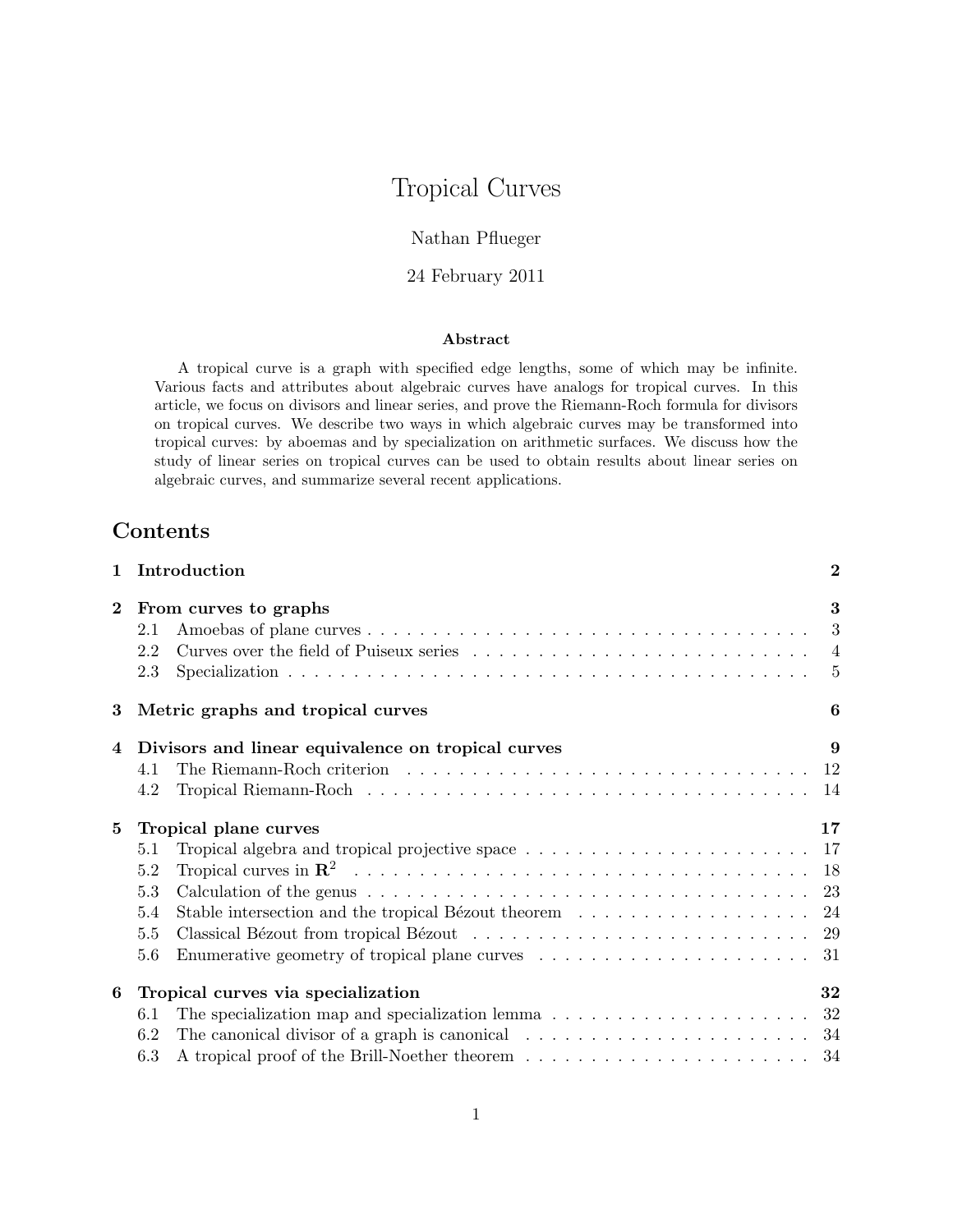# Tropical Curves

Nathan Pflueger

24 February 2011

### Abstract

A tropical curve is a graph with specified edge lengths, some of which may be infinite. Various facts and attributes about algebraic curves have analogs for tropical curves. In this article, we focus on divisors and linear series, and prove the Riemann-Roch formula for divisors on tropical curves. We describe two ways in which algebraic curves may be transformed into tropical curves: by aboemas and by specialization on arithmetic surfaces. We discuss how the study of linear series on tropical curves can be used to obtain results about linear series on algebraic curves, and summarize several recent applications.

## Contents

- **1 Introduction** — **2**
- **2 From curves to graphs** — **3**
  - 2.1 Amoebas of plane curves — 3
  - 2.2 Curves over the field of Puiseux series — 4
  - 2.3 Specialization — 5
- **3 Metric graphs and tropical curves** — **6**
- **4 Divisors and linear equivalence on tropical curves** — **9**
  - 4.1 The Riemann-Roch criterion — 12
  - 4.2 Tropical Riemann-Roch — 14
- **5 Tropical plane curves** — **17**
  - 5.1 Tropical algebra and tropical projective space — 17
  - 5.2 Tropical curves in $\mathbf{R}^2$ — 18
  - 5.3 Calculation of the genus — 23
  - 5.4 Stable intersection and the tropical Bézout theorem — 24
  - 5.5 Classical Bézout from tropical Bézout — 29
  - 5.6 Enumerative geometry of tropical plane curves — 31
- **6 Tropical curves via specialization** — **32**
  - 6.1 The specialization map and specialization lemma — 32
  - 6.2 The canonical divisor of a graph is canonical — 34
  - 6.3 A tropical proof of the Brill-Noether theorem — 34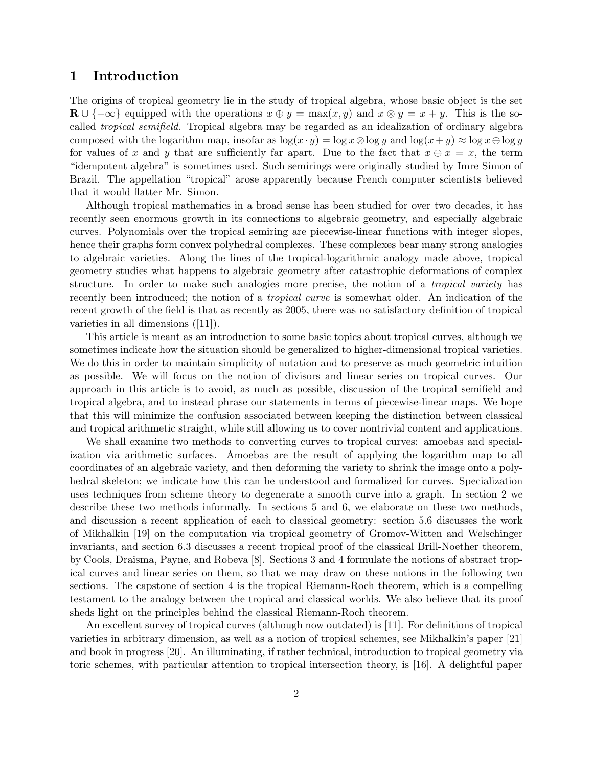# 1 Introduction

The origins of tropical geometry lie in the study of tropical algebra, whose basic object is the set $\mathbf{R} \cup \{-\infty\}$ equipped with the operations $x \oplus y = \max(x, y)$ and $x \otimes y = x + y$. This is the so-called *tropical semifield*. Tropical algebra may be regarded as an idealization of ordinary algebra composed with the logarithm map, insofar as $\log(x \cdot y) = \log x \otimes \log y$ and $\log(x + y) \approx \log x \oplus \log y$ for values of $x$ and $y$ that are sufficiently far apart. Due to the fact that $x \oplus x = x$, the term "idempotent algebra" is sometimes used. Such semirings were originally studied by Imre Simon of Brazil. The appellation "tropical" arose apparently because French computer scientists believed that it would flatter Mr. Simon.

Although tropical mathematics in a broad sense has been studied for over two decades, it has recently seen enormous growth in its connections to algebraic geometry, and especially algebraic curves. Polynomials over the tropical semiring are piecewise-linear functions with integer slopes, hence their graphs form convex polyhedral complexes. These complexes bear many strong analogies to algebraic varieties. Along the lines of the tropical-logarithmic analogy made above, tropical geometry studies what happens to algebraic geometry after catastrophic deformations of complex structure. In order to make such analogies more precise, the notion of a *tropical variety* has recently been introduced; the notion of a *tropical curve* is somewhat older. An indication of the recent growth of the field is that as recently as 2005, there was no satisfactory definition of tropical varieties in all dimensions ([11]).

This article is meant as an introduction to some basic topics about tropical curves, although we sometimes indicate how the situation should be generalized to higher-dimensional tropical varieties. We do this in order to maintain simplicity of notation and to preserve as much geometric intuition as possible. We will focus on the notion of divisors and linear series on tropical curves. Our approach in this article is to avoid, as much as possible, discussion of the tropical semifield and tropical algebra, and to instead phrase our statements in terms of piecewise-linear maps. We hope that this will minimize the confusion associated between keeping the distinction between classical and tropical arithmetic straight, while still allowing us to cover nontrivial content and applications.

We shall examine two methods to converting curves to tropical curves: amoebas and specialization via arithmetic surfaces. Amoebas are the result of applying the logarithm map to all coordinates of an algebraic variety, and then deforming the variety to shrink the image onto a polyhedral skeleton; we indicate how this can be understood and formalized for curves. Specialization uses techniques from scheme theory to degenerate a smooth curve into a graph. In section 2 we describe these two methods informally. In sections 5 and 6, we elaborate on these two methods, and discussion a recent application of each to classical geometry: section 5.6 discusses the work of Mikhalkin [19] on the computation via tropical geometry of Gromov-Witten and Welschinger invariants, and section 6.3 discusses a recent tropical proof of the classical Brill-Noether theorem, by Cools, Draisma, Payne, and Robeva [8]. Sections 3 and 4 formulate the notions of abstract tropical curves and linear series on them, so that we may draw on these notions in the following two sections. The capstone of section 4 is the tropical Riemann-Roch theorem, which is a compelling testament to the analogy between the tropical and classical worlds. We also believe that its proof sheds light on the principles behind the classical Riemann-Roch theorem.

An excellent survey of tropical curves (although now outdated) is [11]. For definitions of tropical varieties in arbitrary dimension, as well as a notion of tropical schemes, see Mikhalkin's paper [21] and book in progress [20]. An illuminating, if rather technical, introduction to tropical geometry via toric schemes, with particular attention to tropical intersection theory, is [16]. A delightful paper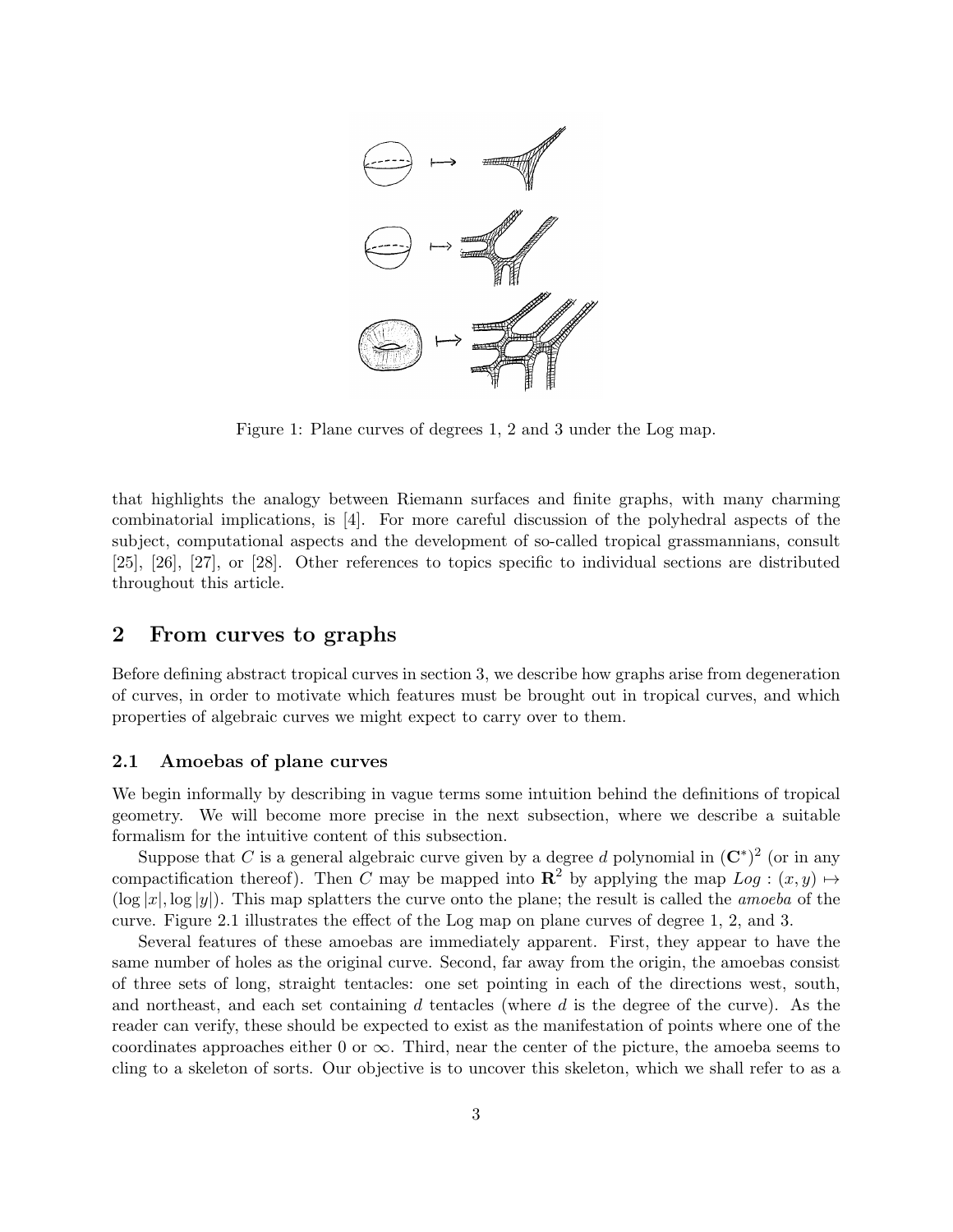Figure 1: Plane curves of degrees 1, 2 and 3 under the Log map.

that highlights the analogy between Riemann surfaces and finite graphs, with many charming combinatorial implications, is [4]. For more careful discussion of the polyhedral aspects of the subject, computational aspects and the development of so-called tropical grassmannians, consult [25], [26], [27], or [28]. Other references to topics specific to individual sections are distributed throughout this article.

## 2 From curves to graphs

Before defining abstract tropical curves in section 3, we describe how graphs arise from degeneration of curves, in order to motivate which features must be brought out in tropical curves, and which properties of algebraic curves we might expect to carry over to them.

### 2.1 Amoebas of plane curves

We begin informally by describing in vague terms some intuition behind the definitions of tropical geometry. We will become more precise in the next subsection, where we describe a suitable formalism for the intuitive content of this subsection.

Suppose that $C$ is a general algebraic curve given by a degree $d$ polynomial in $(\mathbf{C}^*)^2$ (or in any compactification thereof). Then $C$ may be mapped into $\mathbf{R}^2$ by applying the map $Log : (x, y) \mapsto (\log |x|, \log |y|)$. This map splatters the curve onto the plane; the result is called the *amoeba* of the curve. Figure 2.1 illustrates the effect of the Log map on plane curves of degree 1, 2, and 3.

Several features of these amoebas are immediately apparent. First, they appear to have the same number of holes as the original curve. Second, far away from the origin, the amoebas consist of three sets of long, straight tentacles: one set pointing in each of the directions west, south, and northeast, and each set containing $d$ tentacles (where $d$ is the degree of the curve). As the reader can verify, these should be expected to exist as the manifestation of points where one of the coordinates approaches either 0 or $\infty$. Third, near the center of the picture, the amoeba seems to cling to a skeleton of sorts. Our objective is to uncover this skeleton, which we shall refer to as a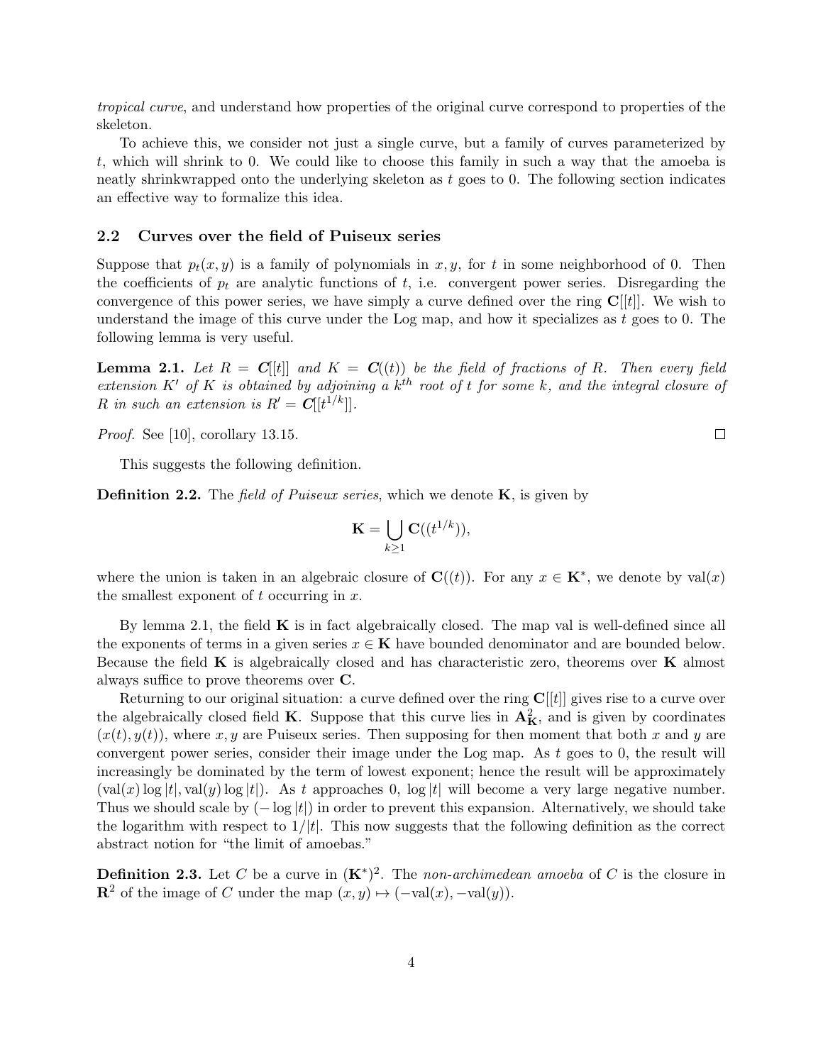*tropical curve*, and understand how properties of the original curve correspond to properties of the skeleton.

To achieve this, we consider not just a single curve, but a family of curves parameterized by $t$, which will shrink to 0. We could like to choose this family in such a way that the amoeba is neatly shrinkwrapped onto the underlying skeleton as $t$ goes to 0. The following section indicates an effective way to formalize this idea.

## 2.2 Curves over the field of Puiseux series

Suppose that $p_t(x, y)$ is a family of polynomials in $x, y$, for $t$ in some neighborhood of 0. Then the coefficients of $p_t$ are analytic functions of $t$, i.e. convergent power series. Disregarding the convergence of this power series, we have simply a curve defined over the ring $\mathbf{C}[[t]]$. We wish to understand the image of this curve under the Log map, and how it specializes as $t$ goes to 0. The following lemma is very useful.

**Lemma 2.1.** *Let $R = \mathbf{C}[[t]]$ and $K = \mathbf{C}((t))$ be the field of fractions of $R$. Then every field extension $K'$ of $K$ is obtained by adjoining a $k^{th}$ root of $t$ for some $k$, and the integral closure of $R$ in such an extension is $R' = \mathbf{C}[[t^{1/k}]]$.*

*Proof.* See [10], corollary 13.15. $\square$

This suggests the following definition.

**Definition 2.2.** The *field of Puiseux series*, which we denote $\mathbf{K}$, is given by

$$\mathbf{K} = \bigcup_{k \geq 1} \mathbf{C}((t^{1/k})),$$

where the union is taken in an algebraic closure of $\mathbf{C}((t))$. For any $x \in \mathbf{K}^*$, we denote by $\mathrm{val}(x)$ the smallest exponent of $t$ occurring in $x$.

By lemma 2.1, the field $\mathbf{K}$ is in fact algebraically closed. The map val is well-defined since all the exponents of terms in a given series $x \in \mathbf{K}$ have bounded denominator and are bounded below. Because the field $\mathbf{K}$ is algebraically closed and has characteristic zero, theorems over $\mathbf{K}$ almost always suffice to prove theorems over $\mathbf{C}$.

Returning to our original situation: a curve defined over the ring $\mathbf{C}[[t]]$ gives rise to a curve over the algebraically closed field $\mathbf{K}$. Suppose that this curve lies in $\mathbf{A}^2_{\mathbf{K}}$, and is given by coordinates $(x(t), y(t))$, where $x, y$ are Puiseux series. Then supposing for then moment that both $x$ and $y$ are convergent power series, consider their image under the Log map. As $t$ goes to 0, the result will increasingly be dominated by the term of lowest exponent; hence the result will be approximately $(\mathrm{val}(x) \log |t|, \mathrm{val}(y) \log |t|)$. As $t$ approaches 0, $\log |t|$ will become a very large negative number. Thus we should scale by $(-\log |t|)$ in order to prevent this expansion. Alternatively, we should take the logarithm with respect to $1/|t|$. This now suggests that the following definition as the correct abstract notion for "the limit of amoebas."

**Definition 2.3.** Let $C$ be a curve in $(\mathbf{K}^*)^2$. The *non-archimedean amoeba* of $C$ is the closure in $\mathbf{R}^2$ of the image of $C$ under the map $(x, y) \mapsto (-\mathrm{val}(x), -\mathrm{val}(y))$.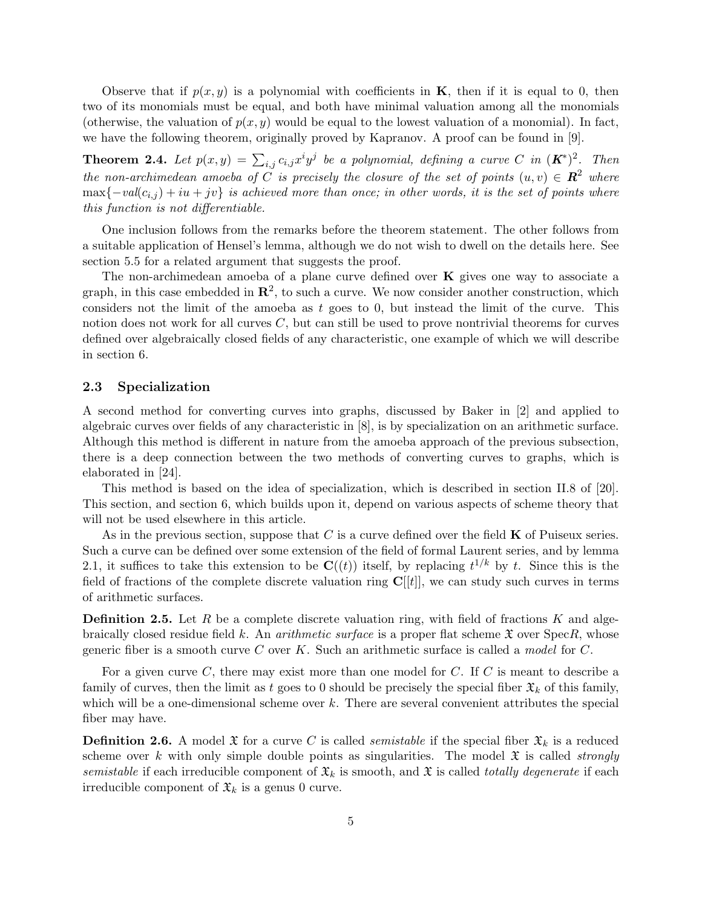Observe that if $p(x, y)$ is a polynomial with coefficients in $\mathbf{K}$, then if it is equal to 0, then two of its monomials must be equal, and both have minimal valuation among all the monomials (otherwise, the valuation of $p(x, y)$ would be equal to the lowest valuation of a monomial). In fact, we have the following theorem, originally proved by Kapranov. A proof can be found in [9].

**Theorem 2.4.** *Let $p(x, y) = \sum_{i,j} c_{i,j} x^i y^j$ be a polynomial, defining a curve $C$ in $(\boldsymbol{K}^*)^2$. Then the non-archimedean amoeba of $C$ is precisely the closure of the set of points $(u, v) \in \boldsymbol{R}^2$ where $\max\{-val(c_{i,j}) + iu + jv\}$ is achieved more than once; in other words, it is the set of points where this function is not differentiable.*

One inclusion follows from the remarks before the theorem statement. The other follows from a suitable application of Hensel's lemma, although we do not wish to dwell on the details here. See section 5.5 for a related argument that suggests the proof.

The non-archimedean amoeba of a plane curve defined over $\mathbf{K}$ gives one way to associate a graph, in this case embedded in $\mathbf{R}^2$, to such a curve. We now consider another construction, which considers not the limit of the amoeba as $t$ goes to 0, but instead the limit of the curve. This notion does not work for all curves $C$, but can still be used to prove nontrivial theorems for curves defined over algebraically closed fields of any characteristic, one example of which we will describe in section 6.

### 2.3 Specialization

A second method for converting curves into graphs, discussed by Baker in [2] and applied to algebraic curves over fields of any characteristic in [8], is by specialization on an arithmetic surface. Although this method is different in nature from the amoeba approach of the previous subsection, there is a deep connection between the two methods of converting curves to graphs, which is elaborated in [24].

This method is based on the idea of specialization, which is described in section II.8 of [20]. This section, and section 6, which builds upon it, depend on various aspects of scheme theory that will not be used elsewhere in this article.

As in the previous section, suppose that $C$ is a curve defined over the field $\mathbf{K}$ of Puiseux series. Such a curve can be defined over some extension of the field of formal Laurent series, and by lemma 2.1, it suffices to take this extension to be $\mathbf{C}((t))$ itself, by replacing $t^{1/k}$ by $t$. Since this is the field of fractions of the complete discrete valuation ring $\mathbf{C}[[t]]$, we can study such curves in terms of arithmetic surfaces.

**Definition 2.5.** Let $R$ be a complete discrete valuation ring, with field of fractions $K$ and algebraically closed residue field $k$. An *arithmetic surface* is a proper flat scheme $\mathfrak{X}$ over $\mathrm{Spec} R$, whose generic fiber is a smooth curve $C$ over $K$. Such an arithmetic surface is called a *model* for $C$.

For a given curve $C$, there may exist more than one model for $C$. If $C$ is meant to describe a family of curves, then the limit as $t$ goes to 0 should be precisely the special fiber $\mathfrak{X}_k$ of this family, which will be a one-dimensional scheme over $k$. There are several convenient attributes the special fiber may have.

**Definition 2.6.** A model $\mathfrak{X}$ for a curve $C$ is called *semistable* if the special fiber $\mathfrak{X}_k$ is a reduced scheme over $k$ with only simple double points as singularities. The model $\mathfrak{X}$ is called *strongly semistable* if each irreducible component of $\mathfrak{X}_k$ is smooth, and $\mathfrak{X}$ is called *totally degenerate* if each irreducible component of $\mathfrak{X}_k$ is a genus 0 curve.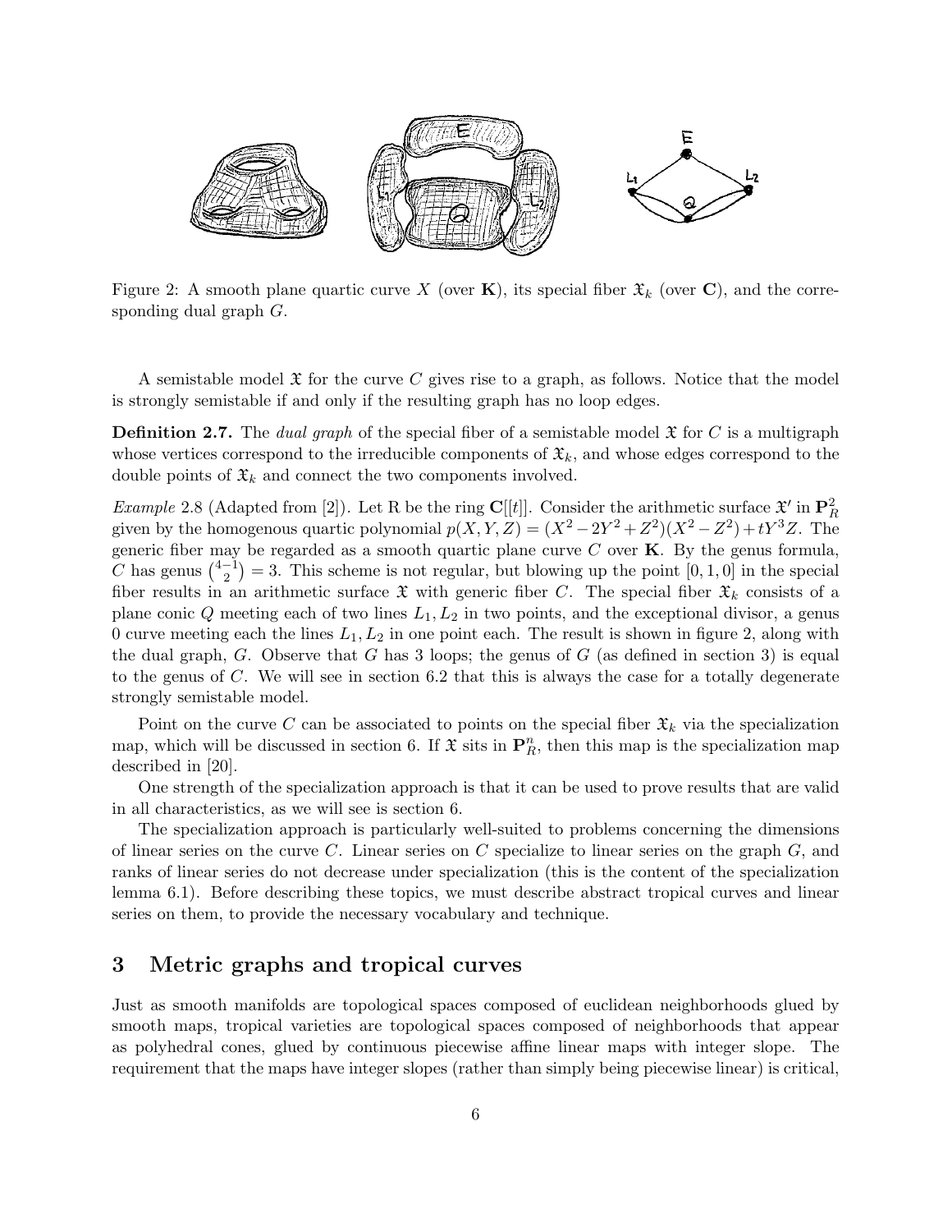Figure 2: A smooth plane quartic curve $X$ (over $\mathbf{K}$), its special fiber $\mathfrak{X}_k$ (over $\mathbf{C}$), and the corresponding dual graph $G$.

A semistable model $\mathfrak{X}$ for the curve $C$ gives rise to a graph, as follows. Notice that the model is strongly semistable if and only if the resulting graph has no loop edges.

**Definition 2.7.** The *dual graph* of the special fiber of a semistable model $\mathfrak{X}$ for $C$ is a multigraph whose vertices correspond to the irreducible components of $\mathfrak{X}_k$, and whose edges correspond to the double points of $\mathfrak{X}_k$ and connect the two components involved.

*Example* 2.8 (Adapted from [2]). Let R be the ring $\mathbf{C}[[t]]$. Consider the arithmetic surface $\mathfrak{X}'$ in $\mathbf{P}^2_R$ given by the homogenous quartic polynomial $p(X,Y,Z) = (X^2 - 2Y^2 + Z^2)(X^2 - Z^2) + tY^3Z$. The generic fiber may be regarded as a smooth quartic plane curve $C$ over $\mathbf{K}$. By the genus formula, $C$ has genus $\binom{4-1}{2} = 3$. This scheme is not regular, but blowing up the point $[0,1,0]$ in the special fiber results in an arithmetic surface $\mathfrak{X}$ with generic fiber $C$. The special fiber $\mathfrak{X}_k$ consists of a plane conic $Q$ meeting each of two lines $L_1, L_2$ in two points, and the exceptional divisor, a genus 0 curve meeting each the lines $L_1, L_2$ in one point each. The result is shown in figure 2, along with the dual graph, $G$. Observe that $G$ has 3 loops; the genus of $G$ (as defined in section 3) is equal to the genus of $C$. We will see in section 6.2 that this is always the case for a totally degenerate strongly semistable model.

Point on the curve $C$ can be associated to points on the special fiber $\mathfrak{X}_k$ via the specialization map, which will be discussed in section 6. If $\mathfrak{X}$ sits in $\mathbf{P}^n_R$, then this map is the specialization map described in [20].

One strength of the specialization approach is that it can be used to prove results that are valid in all characteristics, as we will see is section 6.

The specialization approach is particularly well-suited to problems concerning the dimensions of linear series on the curve $C$. Linear series on $C$ specialize to linear series on the graph $G$, and ranks of linear series do not decrease under specialization (this is the content of the specialization lemma 6.1). Before describing these topics, we must describe abstract tropical curves and linear series on them, to provide the necessary vocabulary and technique.

## 3 Metric graphs and tropical curves

Just as smooth manifolds are topological spaces composed of euclidean neighborhoods glued by smooth maps, tropical varieties are topological spaces composed of neighborhoods that appear as polyhedral cones, glued by continuous piecewise affine linear maps with integer slope. The requirement that the maps have integer slopes (rather than simply being piecewise linear) is critical,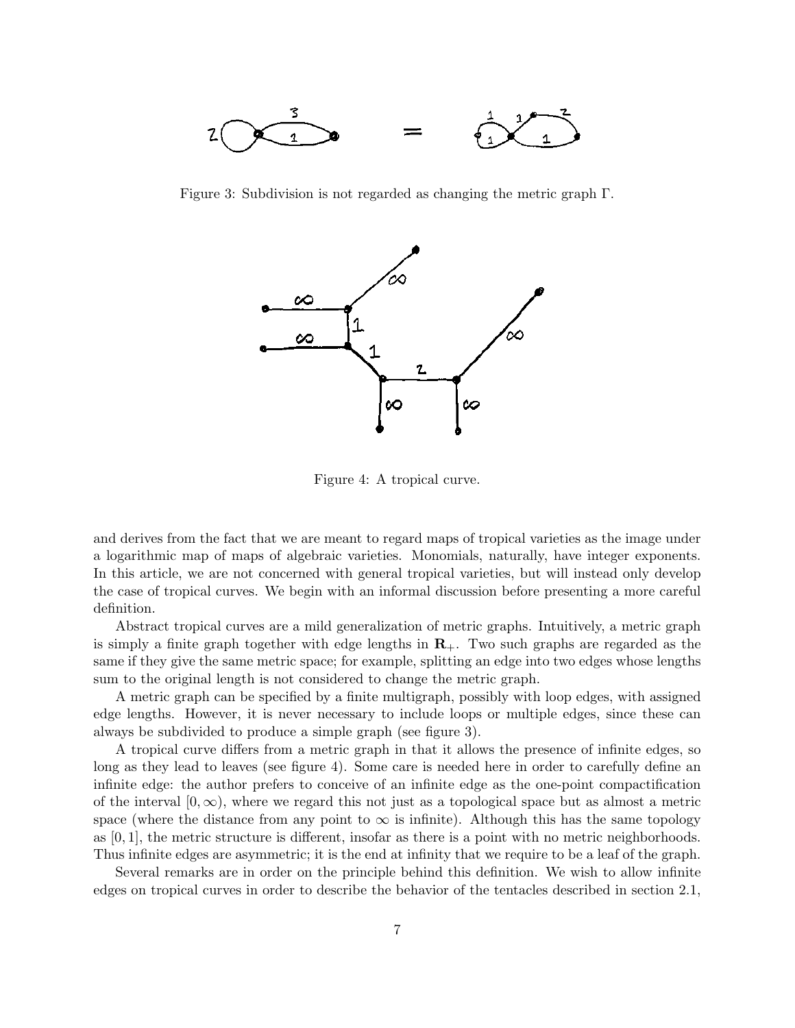Figure 3: Subdivision is not regarded as changing the metric graph $\Gamma$.

Figure 4: A tropical curve.

and derives from the fact that we are meant to regard maps of tropical varieties as the image under a logarithmic map of maps of algebraic varieties. Monomials, naturally, have integer exponents. In this article, we are not concerned with general tropical varieties, but will instead only develop the case of tropical curves. We begin with an informal discussion before presenting a more careful definition.

Abstract tropical curves are a mild generalization of metric graphs. Intuitively, a metric graph is simply a finite graph together with edge lengths in $\mathbf{R}_+$. Two such graphs are regarded as the same if they give the same metric space; for example, splitting an edge into two edges whose lengths sum to the original length is not considered to change the metric graph.

A metric graph can be specified by a finite multigraph, possibly with loop edges, with assigned edge lengths. However, it is never necessary to include loops or multiple edges, since these can always be subdivided to produce a simple graph (see figure 3).

A tropical curve differs from a metric graph in that it allows the presence of infinite edges, so long as they lead to leaves (see figure 4). Some care is needed here in order to carefully define an infinite edge: the author prefers to conceive of an infinite edge as the one-point compactification of the interval $[0, \infty)$, where we regard this not just as a topological space but as almost a metric space (where the distance from any point to $\infty$ is infinite). Although this has the same topology as $[0, 1]$, the metric structure is different, insofar as there is a point with no metric neighborhoods. Thus infinite edges are asymmetric; it is the end at infinity that we require to be a leaf of the graph.

Several remarks are in order on the principle behind this definition. We wish to allow infinite edges on tropical curves in order to describe the behavior of the tentacles described in section 2.1,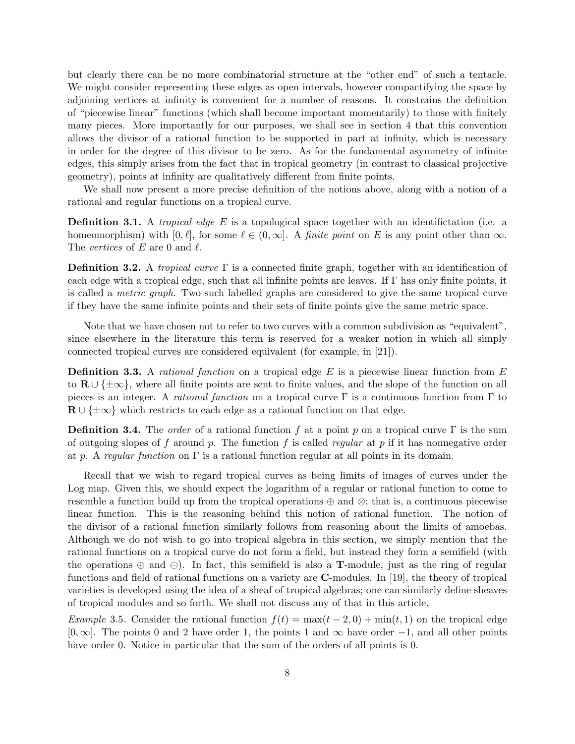but clearly there can be no more combinatorial structure at the "other end" of such a tentacle. We might consider representing these edges as open intervals, however compactifying the space by adjoining vertices at infinity is convenient for a number of reasons. It constrains the definition of "piecewise linear" functions (which shall become important momentarily) to those with finitely many pieces. More importantly for our purposes, we shall see in section 4 that this convention allows the divisor of a rational function to be supported in part at infinity, which is necessary in order for the degree of this divisor to be zero. As for the fundamental asymmetry of infinite edges, this simply arises from the fact that in tropical geometry (in contrast to classical projective geometry), points at infinity are qualitatively different from finite points.

We shall now present a more precise definition of the notions above, along with a notion of a rational and regular functions on a tropical curve.

**Definition 3.1.** A *tropical edge* $E$ is a topological space together with an identifictation (i.e. a homeomorphism) with $[0, \ell]$, for some $\ell \in (0, \infty]$. A *finite point* on $E$ is any point other than $\infty$. The *vertices* of $E$ are $0$ and $\ell$.

**Definition 3.2.** A *tropical curve* $\Gamma$ is a connected finite graph, together with an identification of each edge with a tropical edge, such that all infinite points are leaves. If $\Gamma$ has only finite points, it is called a *metric graph*. Two such labelled graphs are considered to give the same tropical curve if they have the same infinite points and their sets of finite points give the same metric space.

Note that we have chosen not to refer to two curves with a common subdivision as "equivalent", since elsewhere in the literature this term is reserved for a weaker notion in which all simply connected tropical curves are considered equivalent (for example, in [21]).

**Definition 3.3.** A *rational function* on a tropical edge $E$ is a piecewise linear function from $E$ to $\mathbf{R} \cup \{\pm\infty\}$, where all finite points are sent to finite values, and the slope of the function on all pieces is an integer. A *rational function* on a tropical curve $\Gamma$ is a continuous function from $\Gamma$ to $\mathbf{R} \cup \{\pm\infty\}$ which restricts to each edge as a rational function on that edge.

**Definition 3.4.** The *order* of a rational function $f$ at a point $p$ on a tropical curve $\Gamma$ is the sum of outgoing slopes of $f$ around $p$. The function $f$ is called *regular* at $p$ if it has nonnegative order at $p$. A *regular function* on $\Gamma$ is a rational function regular at all points in its domain.

Recall that we wish to regard tropical curves as being limits of images of curves under the Log map. Given this, we should expect the logarithm of a regular or rational function to come to resemble a function build up from the tropical operations $\oplus$ and $\otimes$; that is, a continuous piecewise linear function. This is the reasoning behind this notion of rational function. The notion of the divisor of a rational function similarly follows from reasoning about the limits of amoebas. Although we do not wish to go into tropical algebra in this section, we simply mention that the rational functions on a tropical curve do not form a field, but instead they form a semifield (with the operations $\oplus$ and $\ominus$). In fact, this semifield is also a $\mathbf{T}$-module, just as the ring of regular functions and field of rational functions on a variety are $\mathbf{C}$-modules. In [19], the theory of tropical varieties is developed using the idea of a sheaf of tropical algebras; one can similarly define sheaves of tropical modules and so forth. We shall not discuss any of that in this article.

*Example* 3.5. Consider the rational function $f(t) = \max(t - 2, 0) + \min(t, 1)$ on the tropical edge $[0, \infty]$. The points $0$ and $2$ have order $1$, the points $1$ and $\infty$ have order $-1$, and all other points have order $0$. Notice in particular that the sum of the orders of all points is $0$.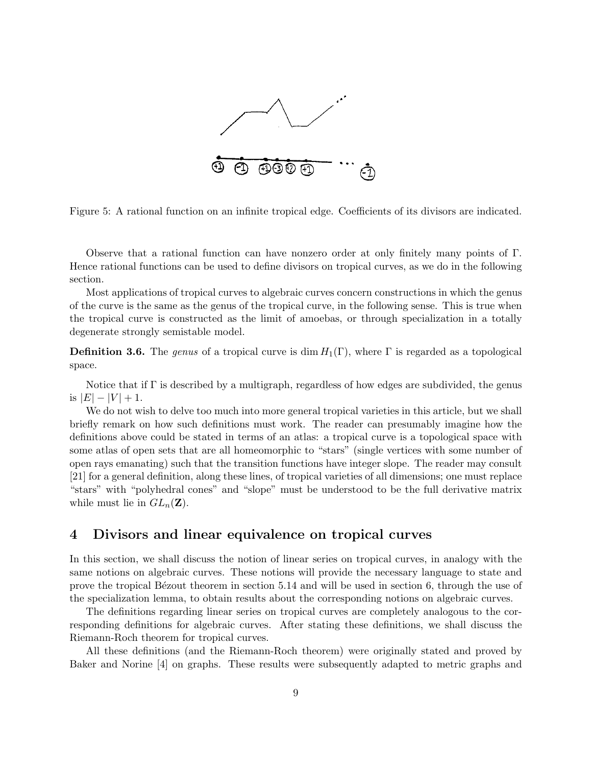Figure 5: A rational function on an infinite tropical edge. Coefficients of its divisors are indicated.

Observe that a rational function can have nonzero order at only finitely many points of $\Gamma$. Hence rational functions can be used to define divisors on tropical curves, as we do in the following section.

Most applications of tropical curves to algebraic curves concern constructions in which the genus of the curve is the same as the genus of the tropical curve, in the following sense. This is true when the tropical curve is constructed as the limit of amoebas, or through specialization in a totally degenerate strongly semistable model.

**Definition 3.6.** The *genus* of a tropical curve is $\dim H_1(\Gamma)$, where $\Gamma$ is regarded as a topological space.

Notice that if $\Gamma$ is described by a multigraph, regardless of how edges are subdivided, the genus is $|E| - |V| + 1$.

We do not wish to delve too much into more general tropical varieties in this article, but we shall briefly remark on how such definitions must work. The reader can presumably imagine how the definitions above could be stated in terms of an atlas: a tropical curve is a topological space with some atlas of open sets that are all homeomorphic to "stars" (single vertices with some number of open rays emanating) such that the transition functions have integer slope. The reader may consult [21] for a general definition, along these lines, of tropical varieties of all dimensions; one must replace "stars" with "polyhedral cones" and "slope" must be understood to be the full derivative matrix while must lie in $GL_n(\mathbf{Z})$.

## 4 Divisors and linear equivalence on tropical curves

In this section, we shall discuss the notion of linear series on tropical curves, in analogy with the same notions on algebraic curves. These notions will provide the necessary language to state and prove the tropical Bézout theorem in section 5.14 and will be used in section 6, through the use of the specialization lemma, to obtain results about the corresponding notions on algebraic curves.

The definitions regarding linear series on tropical curves are completely analogous to the corresponding definitions for algebraic curves. After stating these definitions, we shall discuss the Riemann-Roch theorem for tropical curves.

All these definitions (and the Riemann-Roch theorem) were originally stated and proved by Baker and Norine [4] on graphs. These results were subsequently adapted to metric graphs and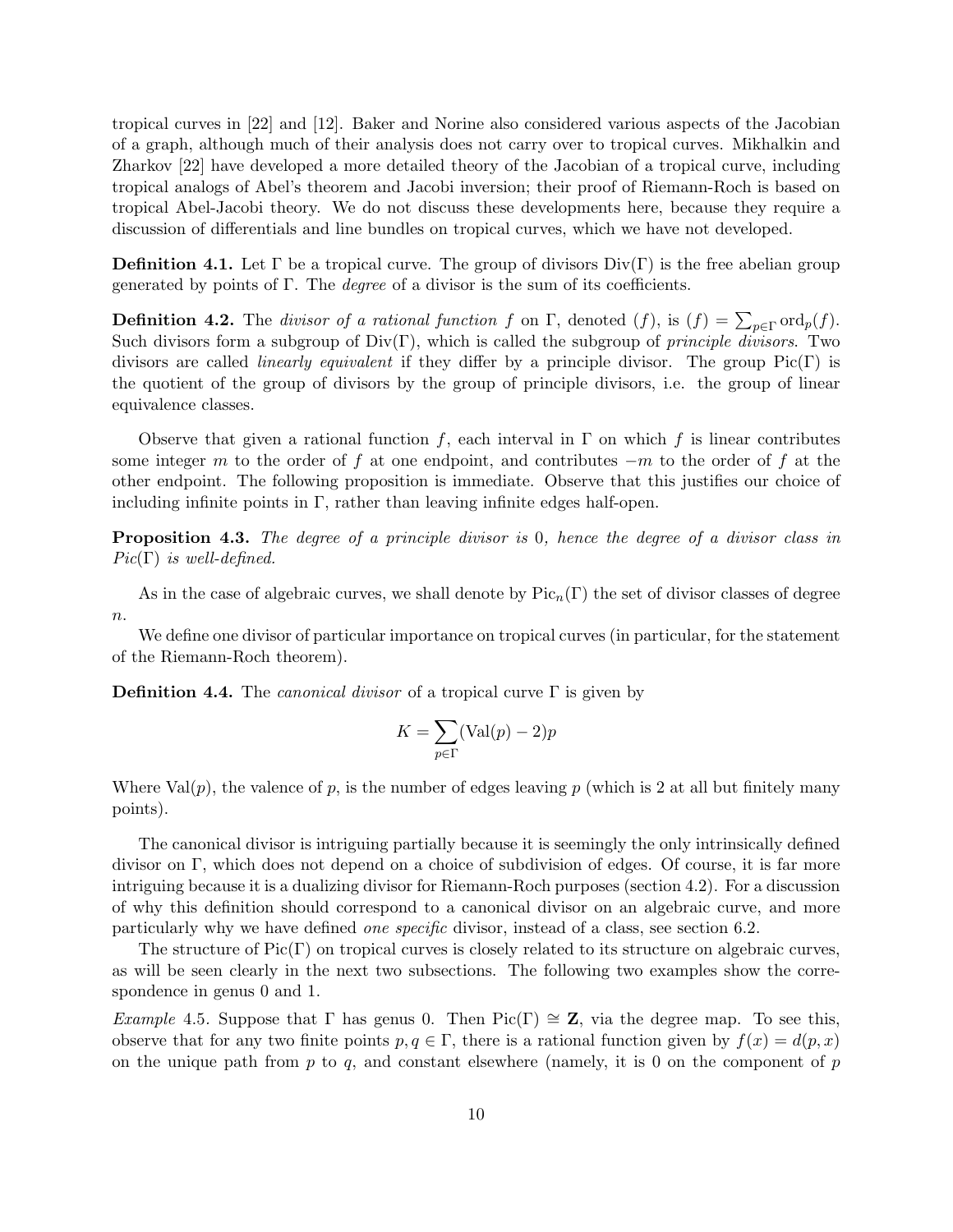tropical curves in [22] and [12]. Baker and Norine also considered various aspects of the Jacobian of a graph, although much of their analysis does not carry over to tropical curves. Mikhalkin and Zharkov [22] have developed a more detailed theory of the Jacobian of a tropical curve, including tropical analogs of Abel's theorem and Jacobi inversion; their proof of Riemann-Roch is based on tropical Abel-Jacobi theory. We do not discuss these developments here, because they require a discussion of differentials and line bundles on tropical curves, which we have not developed.

**Definition 4.1.** Let $\Gamma$ be a tropical curve. The group of divisors $\mathrm{Div}(\Gamma)$ is the free abelian group generated by points of $\Gamma$. The *degree* of a divisor is the sum of its coefficients.

**Definition 4.2.** The *divisor of a rational function* $f$ on $\Gamma$, denoted $(f)$, is $(f) = \sum_{p \in \Gamma} \mathrm{ord}_p(f)$. Such divisors form a subgroup of $\mathrm{Div}(\Gamma)$, which is called the subgroup of *principle divisors*. Two divisors are called *linearly equivalent* if they differ by a principle divisor. The group $\mathrm{Pic}(\Gamma)$ is the quotient of the group of divisors by the group of principle divisors, i.e. the group of linear equivalence classes.

Observe that given a rational function $f$, each interval in $\Gamma$ on which $f$ is linear contributes some integer $m$ to the order of $f$ at one endpoint, and contributes $-m$ to the order of $f$ at the other endpoint. The following proposition is immediate. Observe that this justifies our choice of including infinite points in $\Gamma$, rather than leaving infinite edges half-open.

**Proposition 4.3.** *The degree of a principle divisor is* $0$*, hence the degree of a divisor class in* $Pic(\Gamma)$ *is well-defined.*

As in the case of algebraic curves, we shall denote by $\mathrm{Pic}_n(\Gamma)$ the set of divisor classes of degree $n$.

We define one divisor of particular importance on tropical curves (in particular, for the statement of the Riemann-Roch theorem).

**Definition 4.4.** The *canonical divisor* of a tropical curve $\Gamma$ is given by

$$K = \sum_{p \in \Gamma} (\mathrm{Val}(p) - 2)p$$

Where $\mathrm{Val}(p)$, the valence of $p$, is the number of edges leaving $p$ (which is 2 at all but finitely many points).

The canonical divisor is intriguing partially because it is seemingly the only intrinsically defined divisor on $\Gamma$, which does not depend on a choice of subdivision of edges. Of course, it is far more intriguing because it is a dualizing divisor for Riemann-Roch purposes (section 4.2). For a discussion of why this definition should correspond to a canonical divisor on an algebraic curve, and more particularly why we have defined *one specific* divisor, instead of a class, see section 6.2.

The structure of $\mathrm{Pic}(\Gamma)$ on tropical curves is closely related to its structure on algebraic curves, as will be seen clearly in the next two subsections. The following two examples show the correspondence in genus 0 and 1.

*Example* 4.5. Suppose that $\Gamma$ has genus 0. Then $\mathrm{Pic}(\Gamma) \cong \mathbf{Z}$, via the degree map. To see this, observe that for any two finite points $p, q \in \Gamma$, there is a rational function given by $f(x) = d(p, x)$ on the unique path from $p$ to $q$, and constant elsewhere (namely, it is 0 on the component of $p$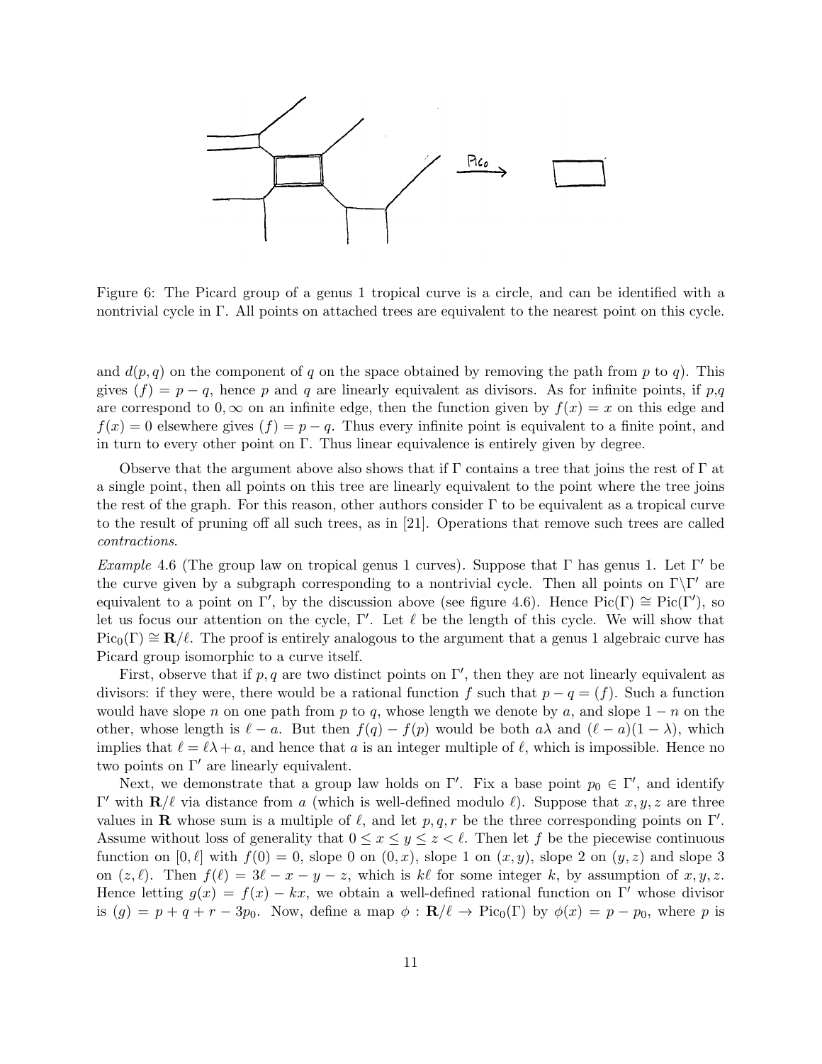Figure 6: The Picard group of a genus 1 tropical curve is a circle, and can be identified with a nontrivial cycle in $\Gamma$. All points on attached trees are equivalent to the nearest point on this cycle.

and $d(p,q)$ on the component of $q$ on the space obtained by removing the path from $p$ to $q$). This gives $(f) = p - q$, hence $p$ and $q$ are linearly equivalent as divisors. As for infinite points, if $p$,$q$ are correspond to $0, \infty$ on an infinite edge, then the function given by $f(x) = x$ on this edge and $f(x) = 0$ elsewhere gives $(f) = p - q$. Thus every infinite point is equivalent to a finite point, and in turn to every other point on $\Gamma$. Thus linear equivalence is entirely given by degree.

Observe that the argument above also shows that if $\Gamma$ contains a tree that joins the rest of $\Gamma$ at a single point, then all points on this tree are linearly equivalent to the point where the tree joins the rest of the graph. For this reason, other authors consider $\Gamma$ to be equivalent as a tropical curve to the result of pruning off all such trees, as in [21]. Operations that remove such trees are called *contractions*.

*Example* 4.6 (The group law on tropical genus 1 curves). Suppose that $\Gamma$ has genus 1. Let $\Gamma'$ be the curve given by a subgraph corresponding to a nontrivial cycle. Then all points on $\Gamma \backslash \Gamma'$ are equivalent to a point on $\Gamma'$, by the discussion above (see figure 4.6). Hence $\mathrm{Pic}(\Gamma) \cong \mathrm{Pic}(\Gamma')$, so let us focus our attention on the cycle, $\Gamma'$. Let $\ell$ be the length of this cycle. We will show that $\mathrm{Pic}_0(\Gamma) \cong \mathbf{R}/\ell$. The proof is entirely analogous to the argument that a genus 1 algebraic curve has Picard group isomorphic to a curve itself.

First, observe that if $p, q$ are two distinct points on $\Gamma'$, then they are not linearly equivalent as divisors: if they were, there would be a rational function $f$ such that $p - q = (f)$. Such a function would have slope $n$ on one path from $p$ to $q$, whose length we denote by $a$, and slope $1 - n$ on the other, whose length is $\ell - a$. But then $f(q) - f(p)$ would be both $a\lambda$ and $(\ell - a)(1 - \lambda)$, which implies that $\ell = \ell\lambda + a$, and hence that $a$ is an integer multiple of $\ell$, which is impossible. Hence no two points on $\Gamma'$ are linearly equivalent.

Next, we demonstrate that a group law holds on $\Gamma'$. Fix a base point $p_0 \in \Gamma'$, and identify $\Gamma'$ with $\mathbf{R}/\ell$ via distance from $a$ (which is well-defined modulo $\ell$). Suppose that $x, y, z$ are three values in $\mathbf{R}$ whose sum is a multiple of $\ell$, and let $p, q, r$ be the three corresponding points on $\Gamma'$. Assume without loss of generality that $0 \leq x \leq y \leq z < \ell$. Then let $f$ be the piecewise continuous function on $[0, \ell]$ with $f(0) = 0$, slope 0 on $(0, x)$, slope 1 on $(x, y)$, slope 2 on $(y, z)$ and slope 3 on $(z, \ell)$. Then $f(\ell) = 3\ell - x - y - z$, which is $k\ell$ for some integer $k$, by assumption of $x, y, z$. Hence letting $g(x) = f(x) - kx$, we obtain a well-defined rational function on $\Gamma'$ whose divisor is $(g) = p + q + r - 3p_0$. Now, define a map $\phi : \mathbf{R}/\ell \to \mathrm{Pic}_0(\Gamma)$ by $\phi(x) = p - p_0$, where $p$ is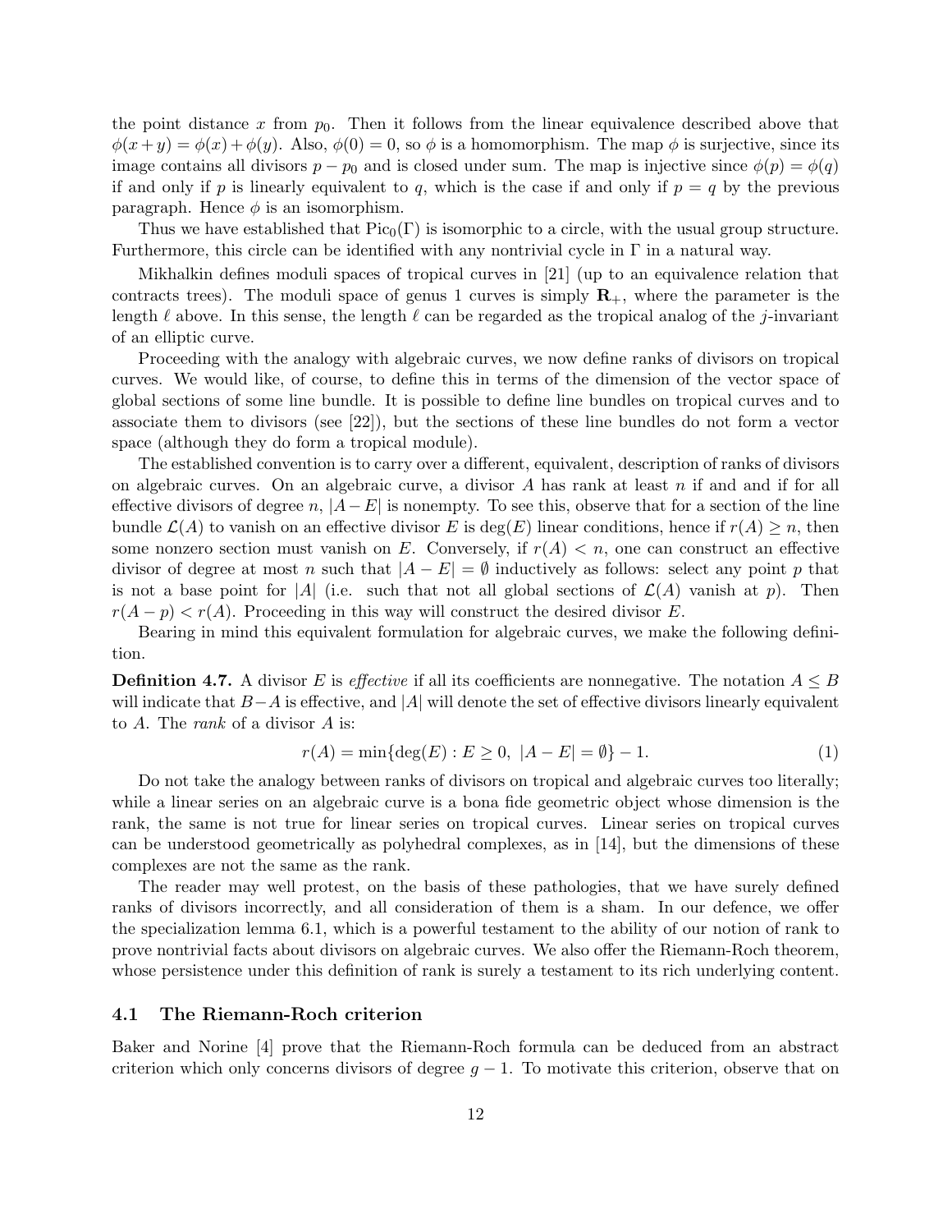the point distance $x$ from $p_0$. Then it follows from the linear equivalence described above that $\phi(x+y) = \phi(x)+\phi(y)$. Also, $\phi(0) = 0$, so $\phi$ is a homomorphism. The map $\phi$ is surjective, since its image contains all divisors $p - p_0$ and is closed under sum. The map is injective since $\phi(p) = \phi(q)$ if and only if $p$ is linearly equivalent to $q$, which is the case if and only if $p = q$ by the previous paragraph. Hence $\phi$ is an isomorphism.

Thus we have established that $\mathrm{Pic}_0(\Gamma)$ is isomorphic to a circle, with the usual group structure. Furthermore, this circle can be identified with any nontrivial cycle in $\Gamma$ in a natural way.

Mikhalkin defines moduli spaces of tropical curves in [21] (up to an equivalence relation that contracts trees). The moduli space of genus 1 curves is simply $\mathbf{R}_+$, where the parameter is the length $\ell$ above. In this sense, the length $\ell$ can be regarded as the tropical analog of the $j$-invariant of an elliptic curve.

Proceeding with the analogy with algebraic curves, we now define ranks of divisors on tropical curves. We would like, of course, to define this in terms of the dimension of the vector space of global sections of some line bundle. It is possible to define line bundles on tropical curves and to associate them to divisors (see [22]), but the sections of these line bundles do not form a vector space (although they do form a tropical module).

The established convention is to carry over a different, equivalent, description of ranks of divisors on algebraic curves. On an algebraic curve, a divisor $A$ has rank at least $n$ if and and if for all effective divisors of degree $n$, $|A - E|$ is nonempty. To see this, observe that for a section of the line bundle $\mathcal{L}(A)$ to vanish on an effective divisor $E$ is $\deg(E)$ linear conditions, hence if $r(A) \geq n$, then some nonzero section must vanish on $E$. Conversely, if $r(A) < n$, one can construct an effective divisor of degree at most $n$ such that $|A - E| = \emptyset$ inductively as follows: select any point $p$ that is not a base point for $|A|$ (i.e. such that not all global sections of $\mathcal{L}(A)$ vanish at $p$). Then $r(A - p) < r(A)$. Proceeding in this way will construct the desired divisor $E$.

Bearing in mind this equivalent formulation for algebraic curves, we make the following definition.

**Definition 4.7.** A divisor $E$ is *effective* if all its coefficients are nonnegative. The notation $A \leq B$ will indicate that $B-A$ is effective, and $|A|$ will denote the set of effective divisors linearly equivalent to $A$. The *rank* of a divisor $A$ is:

$$r(A) = \min\{\deg(E) : E \geq 0,\ |A - E| = \emptyset\} - 1. \tag{1}$$

Do not take the analogy between ranks of divisors on tropical and algebraic curves too literally; while a linear series on an algebraic curve is a bona fide geometric object whose dimension is the rank, the same is not true for linear series on tropical curves. Linear series on tropical curves can be understood geometrically as polyhedral complexes, as in [14], but the dimensions of these complexes are not the same as the rank.

The reader may well protest, on the basis of these pathologies, that we have surely defined ranks of divisors incorrectly, and all consideration of them is a sham. In our defence, we offer the specialization lemma 6.1, which is a powerful testament to the ability of our notion of rank to prove nontrivial facts about divisors on algebraic curves. We also offer the Riemann-Roch theorem, whose persistence under this definition of rank is surely a testament to its rich underlying content.

### 4.1 The Riemann-Roch criterion

Baker and Norine [4] prove that the Riemann-Roch formula can be deduced from an abstract criterion which only concerns divisors of degree $g - 1$. To motivate this criterion, observe that on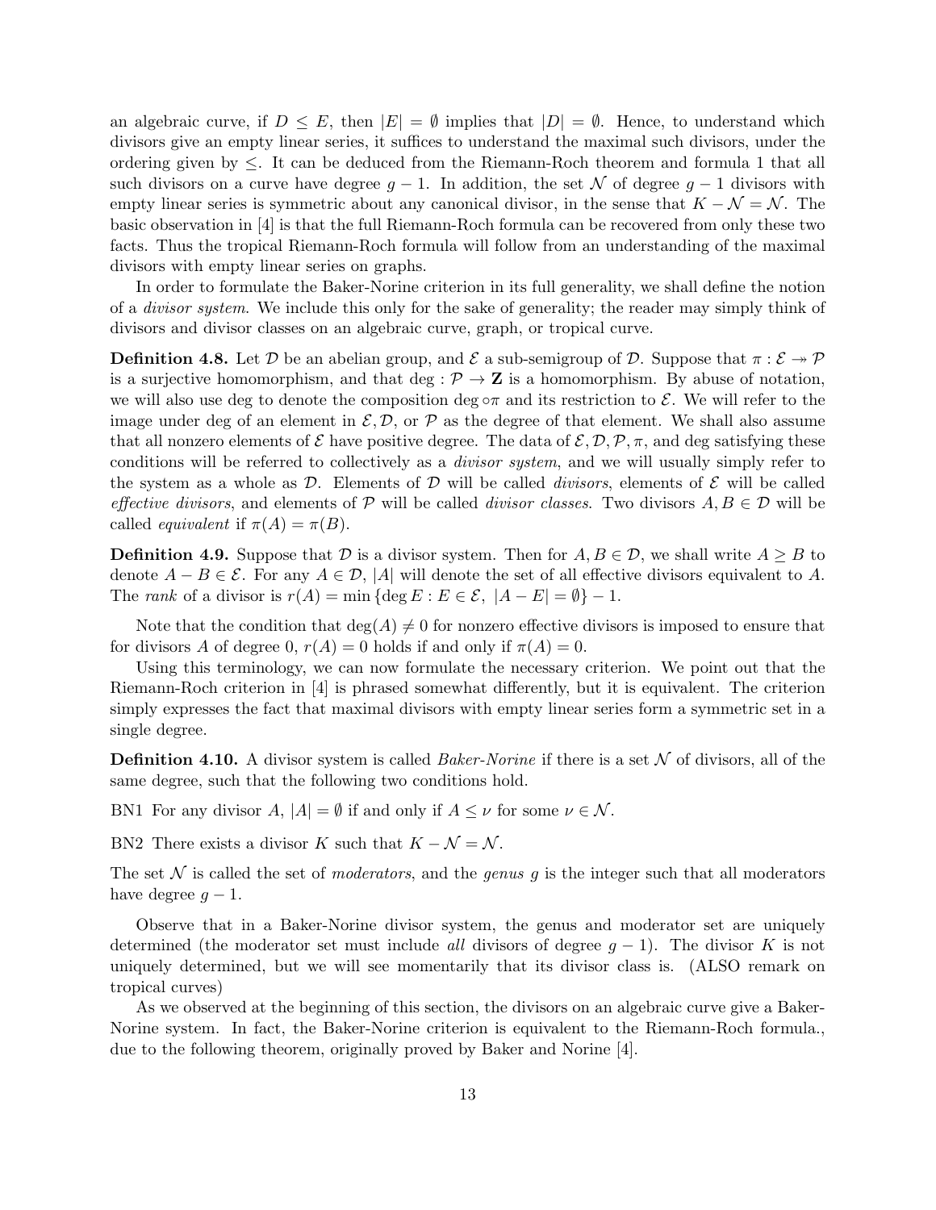an algebraic curve, if $D \leq E$, then $|E| = \emptyset$ implies that $|D| = \emptyset$. Hence, to understand which divisors give an empty linear series, it suffices to understand the maximal such divisors, under the ordering given by $\leq$. It can be deduced from the Riemann-Roch theorem and formula 1 that all such divisors on a curve have degree $g - 1$. In addition, the set $\mathcal{N}$ of degree $g - 1$ divisors with empty linear series is symmetric about any canonical divisor, in the sense that $K - \mathcal{N} = \mathcal{N}$. The basic observation in [4] is that the full Riemann-Roch formula can be recovered from only these two facts. Thus the tropical Riemann-Roch formula will follow from an understanding of the maximal divisors with empty linear series on graphs.

In order to formulate the Baker-Norine criterion in its full generality, we shall define the notion of a *divisor system*. We include this only for the sake of generality; the reader may simply think of divisors and divisor classes on an algebraic curve, graph, or tropical curve.

**Definition 4.8.** Let $\mathcal{D}$ be an abelian group, and $\mathcal{E}$ a sub-semigroup of $\mathcal{D}$. Suppose that $\pi : \mathcal{E} \twoheadrightarrow \mathcal{P}$ is a surjective homomorphism, and that $\deg : \mathcal{P} \to \mathbf{Z}$ is a homomorphism. By abuse of notation, we will also use deg to denote the composition $\deg \circ \pi$ and its restriction to $\mathcal{E}$. We will refer to the image under deg of an element in $\mathcal{E}, \mathcal{D}$, or $\mathcal{P}$ as the degree of that element. We shall also assume that all nonzero elements of $\mathcal{E}$ have positive degree. The data of $\mathcal{E}, \mathcal{D}, \mathcal{P}, \pi$, and deg satisfying these conditions will be referred to collectively as a *divisor system*, and we will usually simply refer to the system as a whole as $\mathcal{D}$. Elements of $\mathcal{D}$ will be called *divisors*, elements of $\mathcal{E}$ will be called *effective divisors*, and elements of $\mathcal{P}$ will be called *divisor classes*. Two divisors $A, B \in \mathcal{D}$ will be called *equivalent* if $\pi(A) = \pi(B)$.

**Definition 4.9.** Suppose that $\mathcal{D}$ is a divisor system. Then for $A, B \in \mathcal{D}$, we shall write $A \geq B$ to denote $A - B \in \mathcal{E}$. For any $A \in \mathcal{D}$, $|A|$ will denote the set of all effective divisors equivalent to $A$. The *rank* of a divisor is $r(A) = \min \{\deg E : E \in \mathcal{E},\ |A - E| = \emptyset\} - 1$.

Note that the condition that $\deg(A) \neq 0$ for nonzero effective divisors is imposed to ensure that for divisors $A$ of degree 0, $r(A) = 0$ holds if and only if $\pi(A) = 0$.

Using this terminology, we can now formulate the necessary criterion. We point out that the Riemann-Roch criterion in [4] is phrased somewhat differently, but it is equivalent. The criterion simply expresses the fact that maximal divisors with empty linear series form a symmetric set in a single degree.

**Definition 4.10.** A divisor system is called *Baker-Norine* if there is a set $\mathcal{N}$ of divisors, all of the same degree, such that the following two conditions hold.

BN1 For any divisor $A$, $|A| = \emptyset$ if and only if $A \leq \nu$ for some $\nu \in \mathcal{N}$.

BN2 There exists a divisor $K$ such that $K - \mathcal{N} = \mathcal{N}$.

The set $\mathcal{N}$ is called the set of *moderators*, and the *genus* $g$ is the integer such that all moderators have degree $g - 1$.

Observe that in a Baker-Norine divisor system, the genus and moderator set are uniquely determined (the moderator set must include *all* divisors of degree $g - 1$). The divisor $K$ is not uniquely determined, but we will see momentarily that its divisor class is. (ALSO remark on tropical curves)

As we observed at the beginning of this section, the divisors on an algebraic curve give a Baker-Norine system. In fact, the Baker-Norine criterion is equivalent to the Riemann-Roch formula., due to the following theorem, originally proved by Baker and Norine [4].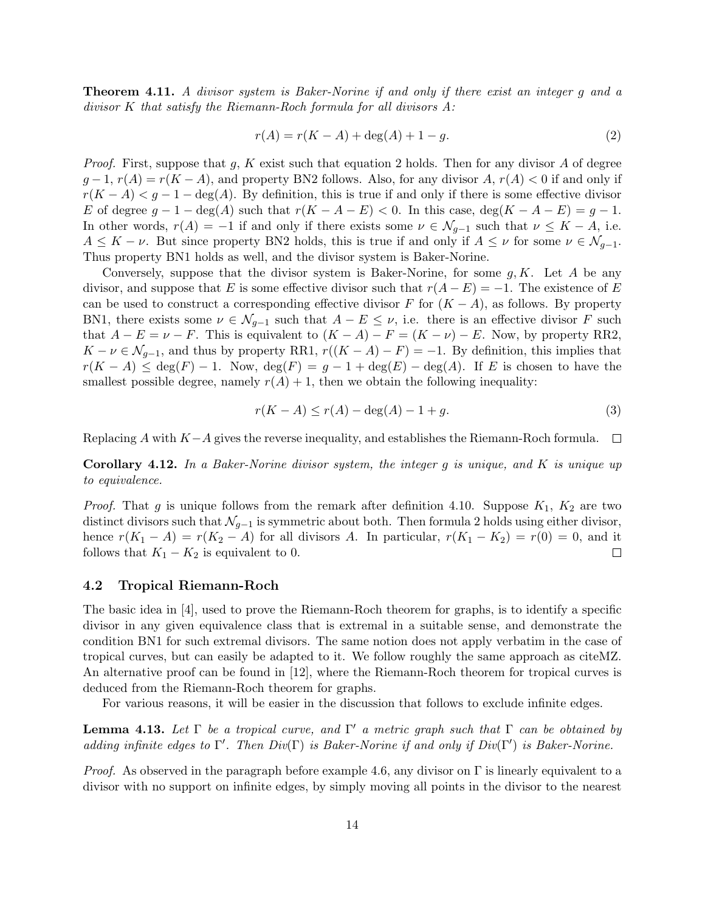**Theorem 4.11.** *A divisor system is Baker-Norine if and only if there exist an integer $g$ and a divisor $K$ that satisfy the Riemann-Roch formula for all divisors $A$:*

$$r(A) = r(K - A) + \deg(A) + 1 - g. \tag{2}$$

*Proof.* First, suppose that $g$, $K$ exist such that equation 2 holds. Then for any divisor $A$ of degree $g-1$, $r(A) = r(K-A)$, and property BN2 follows. Also, for any divisor $A$, $r(A) < 0$ if and only if $r(K-A) < g - 1 - \deg(A)$. By definition, this is true if and only if there is some effective divisor $E$ of degree $g - 1 - \deg(A)$ such that $r(K - A - E) < 0$. In this case, $\deg(K - A - E) = g - 1$. In other words, $r(A) = -1$ if and only if there exists some $\nu \in \mathcal{N}_{g-1}$ such that $\nu \leq K - A$, i.e. $A \leq K - \nu$. But since property BN2 holds, this is true if and only if $A \leq \nu$ for some $\nu \in \mathcal{N}_{g-1}$. Thus property BN1 holds as well, and the divisor system is Baker-Norine.

Conversely, suppose that the divisor system is Baker-Norine, for some $g, K$. Let $A$ be any divisor, and suppose that $E$ is some effective divisor such that $r(A - E) = -1$. The existence of $E$ can be used to construct a corresponding effective divisor $F$ for $(K - A)$, as follows. By property BN1, there exists some $\nu \in \mathcal{N}_{g-1}$ such that $A - E \leq \nu$, i.e. there is an effective divisor $F$ such that $A - E = \nu - F$. This is equivalent to $(K - A) - F = (K - \nu) - E$. Now, by property RR2, $K - \nu \in \mathcal{N}_{g-1}$, and thus by property RR1, $r((K - A) - F) = -1$. By definition, this implies that $r(K - A) \leq \deg(F) - 1$. Now, $\deg(F) = g - 1 + \deg(E) - \deg(A)$. If $E$ is chosen to have the smallest possible degree, namely $r(A) + 1$, then we obtain the following inequality:

$$r(K - A) \leq r(A) - \deg(A) - 1 + g. \tag{3}$$

Replacing $A$ with $K - A$ gives the reverse inequality, and establishes the Riemann-Roch formula. $\square$

**Corollary 4.12.** *In a Baker-Norine divisor system, the integer $g$ is unique, and $K$ is unique up to equivalence.*

*Proof.* That $g$ is unique follows from the remark after definition 4.10. Suppose $K_1$, $K_2$ are two distinct divisors such that $\mathcal{N}_{g-1}$ is symmetric about both. Then formula 2 holds using either divisor, hence $r(K_1 - A) = r(K_2 - A)$ for all divisors $A$. In particular, $r(K_1 - K_2) = r(0) = 0$, and it follows that $K_1 - K_2$ is equivalent to 0. $\square$

## 4.2 Tropical Riemann-Roch

The basic idea in [4], used to prove the Riemann-Roch theorem for graphs, is to identify a specific divisor in any given equivalence class that is extremal in a suitable sense, and demonstrate the condition BN1 for such extremal divisors. The same notion does not apply verbatim in the case of tropical curves, but can easily be adapted to it. We follow roughly the same approach as citeMZ. An alternative proof can be found in [12], where the Riemann-Roch theorem for tropical curves is deduced from the Riemann-Roch theorem for graphs.

For various reasons, it will be easier in the discussion that follows to exclude infinite edges.

**Lemma 4.13.** *Let $\Gamma$ be a tropical curve, and $\Gamma'$ a metric graph such that $\Gamma$ can be obtained by adding infinite edges to $\Gamma'$. Then $Div(\Gamma)$ is Baker-Norine if and only if $Div(\Gamma')$ is Baker-Norine.*

*Proof.* As observed in the paragraph before example 4.6, any divisor on $\Gamma$ is linearly equivalent to a divisor with no support on infinite edges, by simply moving all points in the divisor to the nearest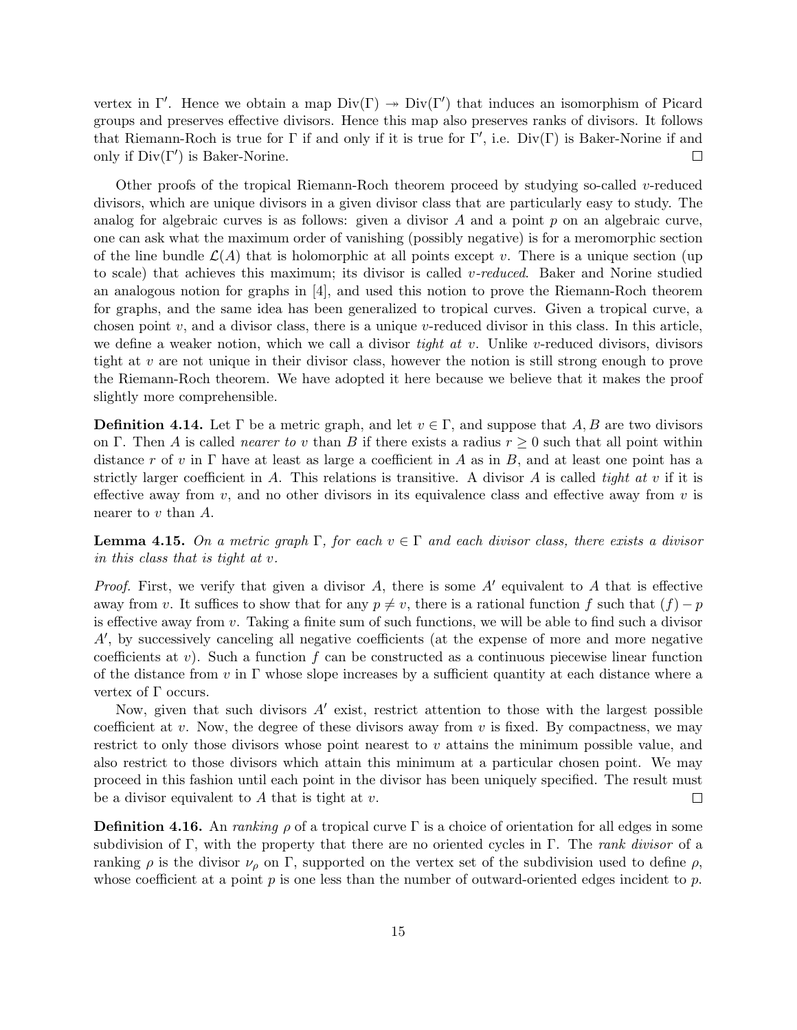vertex in $\Gamma'$. Hence we obtain a map $\mathrm{Div}(\Gamma) \twoheadrightarrow \mathrm{Div}(\Gamma')$ that induces an isomorphism of Picard groups and preserves effective divisors. Hence this map also preserves ranks of divisors. It follows that Riemann-Roch is true for $\Gamma$ if and only if it is true for $\Gamma'$, i.e. $\mathrm{Div}(\Gamma)$ is Baker-Norine if and only if $\mathrm{Div}(\Gamma')$ is Baker-Norine. □

Other proofs of the tropical Riemann-Roch theorem proceed by studying so-called $v$-reduced divisors, which are unique divisors in a given divisor class that are particularly easy to study. The analog for algebraic curves is as follows: given a divisor $A$ and a point $p$ on an algebraic curve, one can ask what the maximum order of vanishing (possibly negative) is for a meromorphic section of the line bundle $\mathcal{L}(A)$ that is holomorphic at all points except $v$. There is a unique section (up to scale) that achieves this maximum; its divisor is called *$v$-reduced*. Baker and Norine studied an analogous notion for graphs in [4], and used this notion to prove the Riemann-Roch theorem for graphs, and the same idea has been generalized to tropical curves. Given a tropical curve, a chosen point $v$, and a divisor class, there is a unique $v$-reduced divisor in this class. In this article, we define a weaker notion, which we call a divisor *tight at $v$*. Unlike $v$-reduced divisors, divisors tight at $v$ are not unique in their divisor class, however the notion is still strong enough to prove the Riemann-Roch theorem. We have adopted it here because we believe that it makes the proof slightly more comprehensible.

**Definition 4.14.** Let $\Gamma$ be a metric graph, and let $v \in \Gamma$, and suppose that $A, B$ are two divisors on $\Gamma$. Then $A$ is called *nearer to $v$* than $B$ if there exists a radius $r \geq 0$ such that all point within distance $r$ of $v$ in $\Gamma$ have at least as large a coefficient in $A$ as in $B$, and at least one point has a strictly larger coefficient in $A$. This relations is transitive. A divisor $A$ is called *tight at $v$* if it is effective away from $v$, and no other divisors in its equivalence class and effective away from $v$ is nearer to $v$ than $A$.

**Lemma 4.15.** *On a metric graph $\Gamma$, for each $v \in \Gamma$ and each divisor class, there exists a divisor in this class that is tight at $v$.*

*Proof.* First, we verify that given a divisor $A$, there is some $A'$ equivalent to $A$ that is effective away from $v$. It suffices to show that for any $p \neq v$, there is a rational function $f$ such that $(f) - p$ is effective away from $v$. Taking a finite sum of such functions, we will be able to find such a divisor $A'$, by successively canceling all negative coefficients (at the expense of more and more negative coefficients at $v$). Such a function $f$ can be constructed as a continuous piecewise linear function of the distance from $v$ in $\Gamma$ whose slope increases by a sufficient quantity at each distance where a vertex of $\Gamma$ occurs.

Now, given that such divisors $A'$ exist, restrict attention to those with the largest possible coefficient at $v$. Now, the degree of these divisors away from $v$ is fixed. By compactness, we may restrict to only those divisors whose point nearest to $v$ attains the minimum possible value, and also restrict to those divisors which attain this minimum at a particular chosen point. We may proceed in this fashion until each point in the divisor has been uniquely specified. The result must be a divisor equivalent to $A$ that is tight at $v$. □

**Definition 4.16.** An *ranking* $\rho$ of a tropical curve $\Gamma$ is a choice of orientation for all edges in some subdivision of $\Gamma$, with the property that there are no oriented cycles in $\Gamma$. The *rank divisor* of a ranking $\rho$ is the divisor $\nu_\rho$ on $\Gamma$, supported on the vertex set of the subdivision used to define $\rho$, whose coefficient at a point $p$ is one less than the number of outward-oriented edges incident to $p$.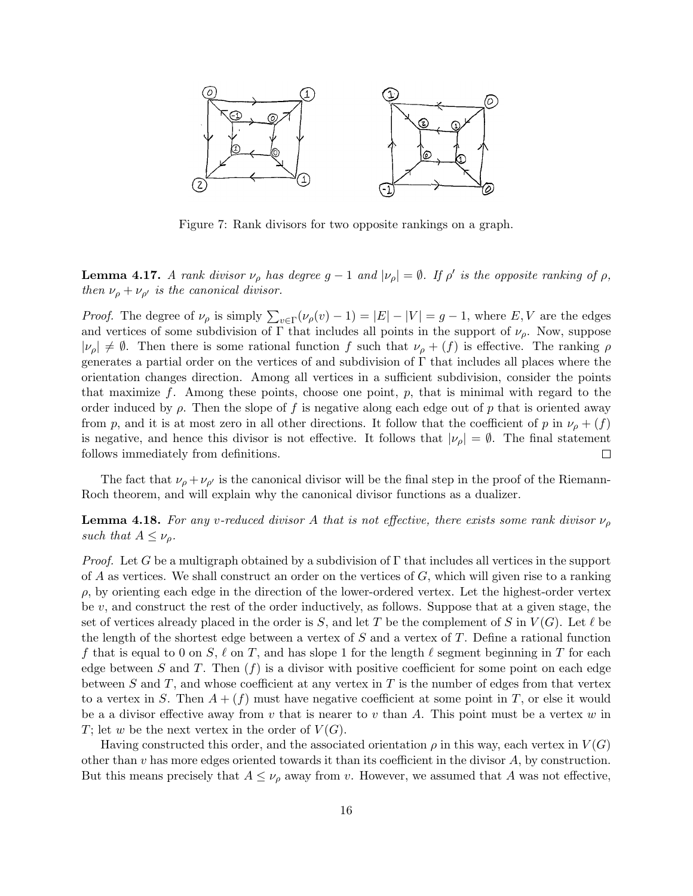Figure 7: Rank divisors for two opposite rankings on a graph.

**Lemma 4.17.** *A rank divisor $\nu_\rho$ has degree $g-1$ and $|\nu_\rho| = \emptyset$. If $\rho'$ is the opposite ranking of $\rho$, then $\nu_\rho + \nu_{\rho'}$ is the canonical divisor.*

*Proof.* The degree of $\nu_\rho$ is simply $\sum_{v\in\Gamma}(\nu_\rho(v) - 1) = |E| - |V| = g - 1$, where $E, V$ are the edges and vertices of some subdivision of $\Gamma$ that includes all points in the support of $\nu_\rho$. Now, suppose $|\nu_\rho| \neq \emptyset$. Then there is some rational function $f$ such that $\nu_\rho + (f)$ is effective. The ranking $\rho$ generates a partial order on the vertices of and subdivision of $\Gamma$ that includes all places where the orientation changes direction. Among all vertices in a sufficient subdivision, consider the points that maximize $f$. Among these points, choose one point, $p$, that is minimal with regard to the order induced by $\rho$. Then the slope of $f$ is negative along each edge out of $p$ that is oriented away from $p$, and it is at most zero in all other directions. It follow that the coefficient of $p$ in $\nu_\rho + (f)$ is negative, and hence this divisor is not effective. It follows that $|\nu_\rho| = \emptyset$. The final statement follows immediately from definitions. $\square$

The fact that $\nu_\rho + \nu_{\rho'}$ is the canonical divisor will be the final step in the proof of the Riemann-Roch theorem, and will explain why the canonical divisor functions as a dualizer.

**Lemma 4.18.** *For any $v$-reduced divisor $A$ that is not effective, there exists some rank divisor $\nu_\rho$ such that $A \leq \nu_\rho$.*

*Proof.* Let $G$ be a multigraph obtained by a subdivision of $\Gamma$ that includes all vertices in the support of $A$ as vertices. We shall construct an order on the vertices of $G$, which will given rise to a ranking $\rho$, by orienting each edge in the direction of the lower-ordered vertex. Let the highest-order vertex be $v$, and construct the rest of the order inductively, as follows. Suppose that at a given stage, the set of vertices already placed in the order is $S$, and let $T$ be the complement of $S$ in $V(G)$. Let $\ell$ be the length of the shortest edge between a vertex of $S$ and a vertex of $T$. Define a rational function $f$ that is equal to 0 on $S$, $\ell$ on $T$, and has slope 1 for the length $\ell$ segment beginning in $T$ for each edge between $S$ and $T$. Then $(f)$ is a divisor with positive coefficient for some point on each edge between $S$ and $T$, and whose coefficient at any vertex in $T$ is the number of edges from that vertex to a vertex in $S$. Then $A + (f)$ must have negative coefficient at some point in $T$, or else it would be a a divisor effective away from $v$ that is nearer to $v$ than $A$. This point must be a vertex $w$ in $T$; let $w$ be the next vertex in the order of $V(G)$.

Having constructed this order, and the associated orientation $\rho$ in this way, each vertex in $V(G)$ other than $v$ has more edges oriented towards it than its coefficient in the divisor $A$, by construction. But this means precisely that $A \leq \nu_\rho$ away from $v$. However, we assumed that $A$ was not effective,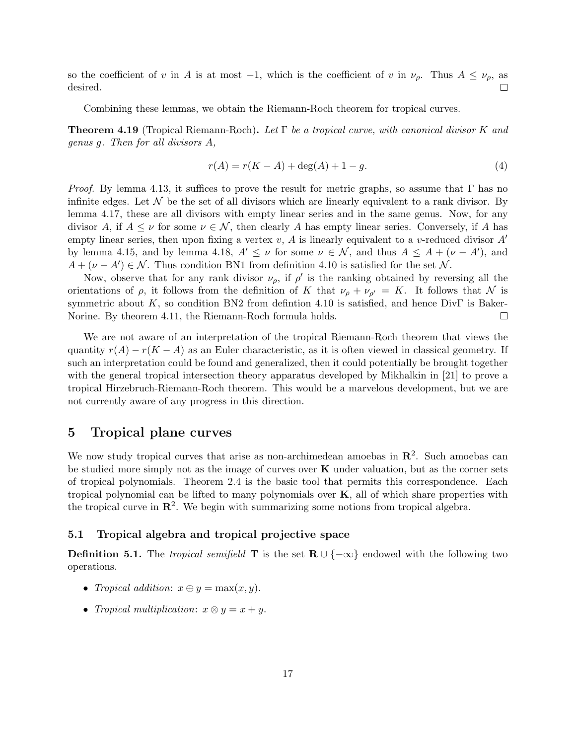so the coefficient of $v$ in $A$ is at most $-1$, which is the coefficient of $v$ in $\nu_\rho$. Thus $A \leq \nu_\rho$, as desired. ☐

Combining these lemmas, we obtain the Riemann-Roch theorem for tropical curves.

**Theorem 4.19** (Tropical Riemann-Roch)**.** *Let $\Gamma$ be a tropical curve, with canonical divisor $K$ and genus $g$. Then for all divisors $A$,*

$$r(A) = r(K - A) + \deg(A) + 1 - g. \tag{4}$$

*Proof.* By lemma 4.13, it suffices to prove the result for metric graphs, so assume that $\Gamma$ has no infinite edges. Let $\mathcal{N}$ be the set of all divisors which are linearly equivalent to a rank divisor. By lemma 4.17, these are all divisors with empty linear series and in the same genus. Now, for any divisor $A$, if $A \leq \nu$ for some $\nu \in \mathcal{N}$, then clearly $A$ has empty linear series. Conversely, if $A$ has empty linear series, then upon fixing a vertex $v$, $A$ is linearly equivalent to a $v$-reduced divisor $A'$ by lemma 4.15, and by lemma 4.18, $A' \leq \nu$ for some $\nu \in \mathcal{N}$, and thus $A \leq A + (\nu - A')$, and $A + (\nu - A') \in \mathcal{N}$. Thus condition BN1 from definition 4.10 is satisfied for the set $\mathcal{N}$.

Now, observe that for any rank divisor $\nu_\rho$, if $\rho'$ is the ranking obtained by reversing all the orientations of $\rho$, it follows from the definition of $K$ that $\nu_\rho + \nu_{\rho'} = K$. It follows that $\mathcal{N}$ is symmetric about $K$, so condition BN2 from defintion 4.10 is satisfied, and hence Div$\Gamma$ is Baker-Norine. By theorem 4.11, the Riemann-Roch formula holds. ☐

We are not aware of an interpretation of the tropical Riemann-Roch theorem that views the quantity $r(A) - r(K - A)$ as an Euler characteristic, as it is often viewed in classical geometry. If such an interpretation could be found and generalized, then it could potentially be brought together with the general tropical intersection theory apparatus developed by Mikhalkin in [21] to prove a tropical Hirzebruch-Riemann-Roch theorem. This would be a marvelous development, but we are not currently aware of any progress in this direction.

# 5 Tropical plane curves

We now study tropical curves that arise as non-archimedean amoebas in $\mathbf{R}^2$. Such amoebas can be studied more simply not as the image of curves over $\mathbf{K}$ under valuation, but as the corner sets of tropical polynomials. Theorem 2.4 is the basic tool that permits this correspondence. Each tropical polynomial can be lifted to many polynomials over $\mathbf{K}$, all of which share properties with the tropical curve in $\mathbf{R}^2$. We begin with summarizing some notions from tropical algebra.

## 5.1 Tropical algebra and tropical projective space

**Definition 5.1.** The *tropical semifield* $\mathbf{T}$ is the set $\mathbf{R} \cup \{-\infty\}$ endowed with the following two operations.

- *Tropical addition*: $x \oplus y = \max(x, y)$.
- *Tropical multiplication*: $x \otimes y = x + y$.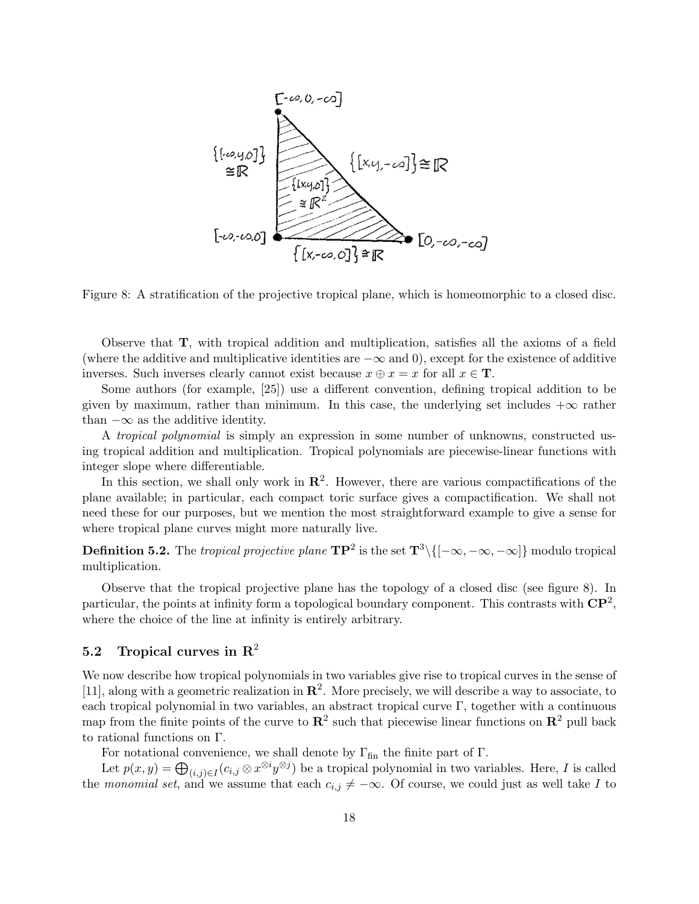Figure 8: A stratification of the projective tropical plane, which is homeomorphic to a closed disc.

Observe that $\mathbf{T}$, with tropical addition and multiplication, satisfies all the axioms of a field (where the additive and multiplicative identities are $-\infty$ and 0), except for the existence of additive inverses. Such inverses clearly cannot exist because $x \oplus x = x$ for all $x \in \mathbf{T}$.

Some authors (for example, [25]) use a different convention, defining tropical addition to be given by maximum, rather than minimum. In this case, the underlying set includes $+\infty$ rather than $-\infty$ as the additive identity.

A *tropical polynomial* is simply an expression in some number of unknowns, constructed using tropical addition and multiplication. Tropical polynomials are piecewise-linear functions with integer slope where differentiable.

In this section, we shall only work in $\mathbf{R}^2$. However, there are various compactifications of the plane available; in particular, each compact toric surface gives a compactification. We shall not need these for our purposes, but we mention the most straightforward example to give a sense for where tropical plane curves might more naturally live.

**Definition 5.2.** The *tropical projective plane* $\mathbf{TP}^2$ is the set $\mathbf{T}^3 \backslash \{[-\infty, -\infty, -\infty]\}$ modulo tropical multiplication.

Observe that the tropical projective plane has the topology of a closed disc (see figure 8). In particular, the points at infinity form a topological boundary component. This contrasts with $\mathbf{CP}^2$, where the choice of the line at infinity is entirely arbitrary.

## 5.2 Tropical curves in $\mathbf{R}^2$

We now describe how tropical polynomials in two variables give rise to tropical curves in the sense of [11], along with a geometric realization in $\mathbf{R}^2$. More precisely, we will describe a way to associate, to each tropical polynomial in two variables, an abstract tropical curve $\Gamma$, together with a continuous map from the finite points of the curve to $\mathbf{R}^2$ such that piecewise linear functions on $\mathbf{R}^2$ pull back to rational functions on $\Gamma$.

For notational convenience, we shall denote by $\Gamma_{\text{fin}}$ the finite part of $\Gamma$.

Let $p(x, y) = \bigoplus_{(i,j) \in I} (c_{i,j} \otimes x^{\otimes i} y^{\otimes j})$ be a tropical polynomial in two variables. Here, $I$ is called the *monomial set*, and we assume that each $c_{i,j} \neq -\infty$. Of course, we could just as well take $I$ to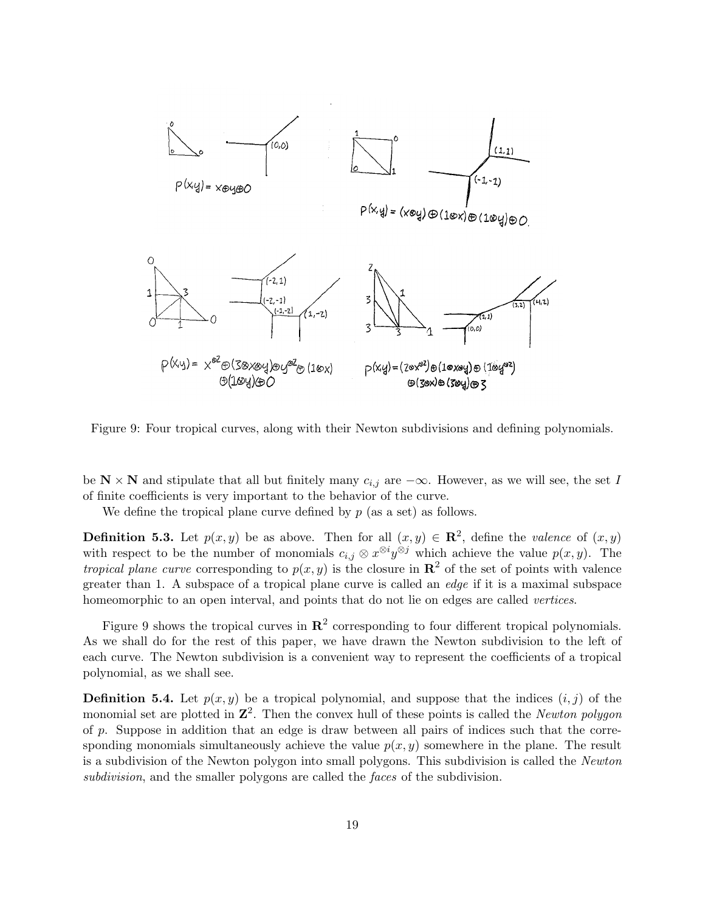Figure 9: Four tropical curves, along with their Newton subdivisions and defining polynomials.

be $\mathbf{N} \times \mathbf{N}$ and stipulate that all but finitely many $c_{i,j}$ are $-\infty$. However, as we will see, the set $I$ of finite coefficients is very important to the behavior of the curve.

We define the tropical plane curve defined by $p$ (as a set) as follows.

**Definition 5.3.** Let $p(x, y)$ be as above. Then for all $(x, y) \in \mathbf{R}^2$, define the *valence* of $(x, y)$ with respect to be the number of monomials $c_{i,j} \otimes x^{\otimes i} y^{\otimes j}$ which achieve the value $p(x, y)$. The *tropical plane curve* corresponding to $p(x, y)$ is the closure in $\mathbf{R}^2$ of the set of points with valence greater than 1. A subspace of a tropical plane curve is called an *edge* if it is a maximal subspace homeomorphic to an open interval, and points that do not lie on edges are called *vertices*.

Figure 9 shows the tropical curves in $\mathbf{R}^2$ corresponding to four different tropical polynomials. As we shall do for the rest of this paper, we have drawn the Newton subdivision to the left of each curve. The Newton subdivision is a convenient way to represent the coefficients of a tropical polynomial, as we shall see.

**Definition 5.4.** Let $p(x, y)$ be a tropical polynomial, and suppose that the indices $(i, j)$ of the monomial set are plotted in $\mathbf{Z}^2$. Then the convex hull of these points is called the *Newton polygon* of $p$. Suppose in addition that an edge is draw between all pairs of indices such that the corresponding monomials simultaneously achieve the value $p(x, y)$ somewhere in the plane. The result is a subdivision of the Newton polygon into small polygons. This subdivision is called the *Newton subdivision*, and the smaller polygons are called the *faces* of the subdivision.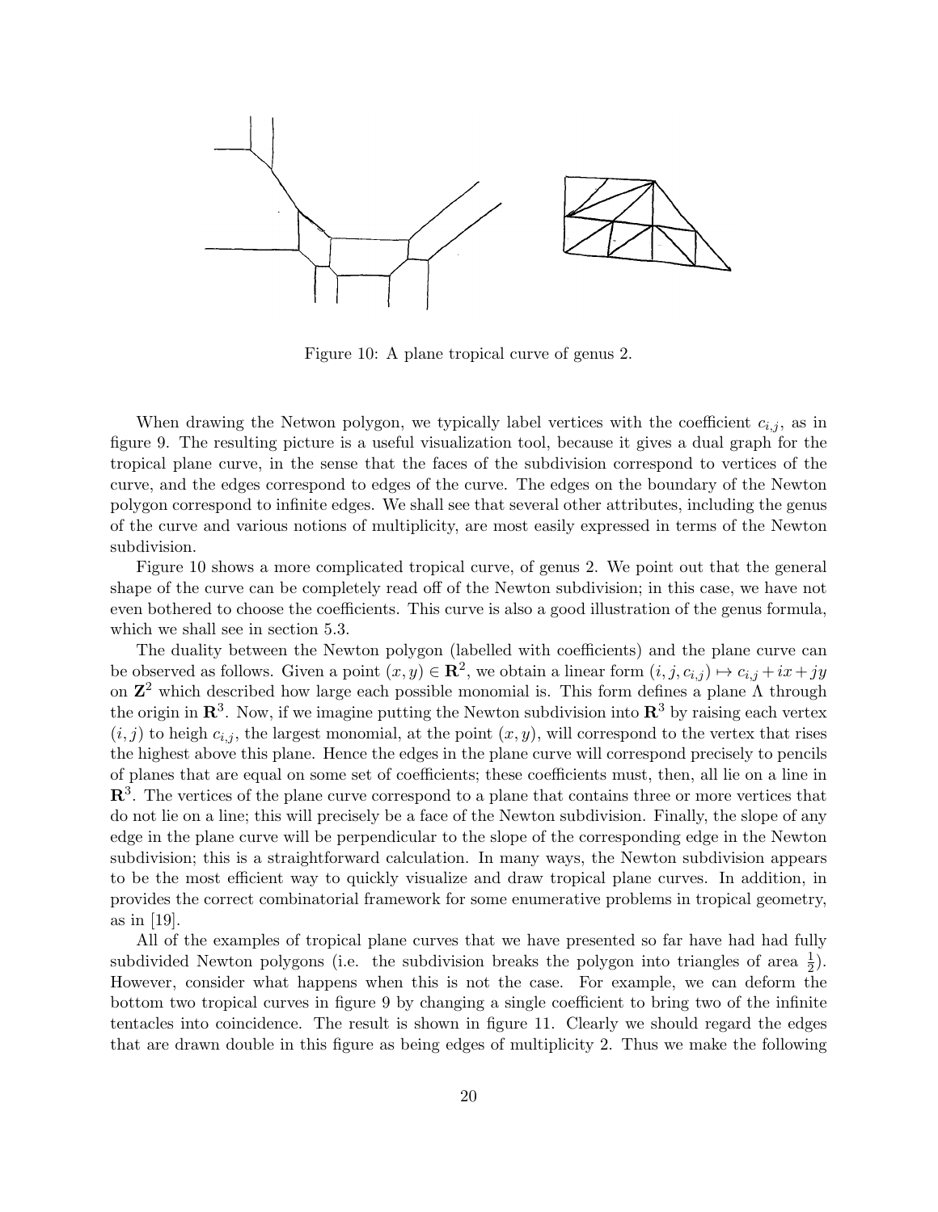Figure 10: A plane tropical curve of genus 2.

When drawing the Netwon polygon, we typically label vertices with the coefficient $c_{i,j}$, as in figure 9. The resulting picture is a useful visualization tool, because it gives a dual graph for the tropical plane curve, in the sense that the faces of the subdivision correspond to vertices of the curve, and the edges correspond to edges of the curve. The edges on the boundary of the Newton polygon correspond to infinite edges. We shall see that several other attributes, including the genus of the curve and various notions of multiplicity, are most easily expressed in terms of the Newton subdivision.

Figure 10 shows a more complicated tropical curve, of genus 2. We point out that the general shape of the curve can be completely read off of the Newton subdivision; in this case, we have not even bothered to choose the coefficients. This curve is also a good illustration of the genus formula, which we shall see in section 5.3.

The duality between the Newton polygon (labelled with coefficients) and the plane curve can be observed as follows. Given a point $(x, y) \in \mathbf{R}^2$, we obtain a linear form $(i, j, c_{i,j}) \mapsto c_{i,j} + ix + jy$ on $\mathbf{Z}^2$ which described how large each possible monomial is. This form defines a plane $\Lambda$ through the origin in $\mathbf{R}^3$. Now, if we imagine putting the Newton subdivision into $\mathbf{R}^3$ by raising each vertex $(i, j)$ to heigh $c_{i,j}$, the largest monomial, at the point $(x, y)$, will correspond to the vertex that rises the highest above this plane. Hence the edges in the plane curve will correspond precisely to pencils of planes that are equal on some set of coefficients; these coefficients must, then, all lie on a line in $\mathbf{R}^3$. The vertices of the plane curve correspond to a plane that contains three or more vertices that do not lie on a line; this will precisely be a face of the Newton subdivision. Finally, the slope of any edge in the plane curve will be perpendicular to the slope of the corresponding edge in the Newton subdivision; this is a straightforward calculation. In many ways, the Newton subdivision appears to be the most efficient way to quickly visualize and draw tropical plane curves. In addition, in provides the correct combinatorial framework for some enumerative problems in tropical geometry, as in [19].

All of the examples of tropical plane curves that we have presented so far have had had fully subdivided Newton polygons (i.e. the subdivision breaks the polygon into triangles of area $\frac{1}{2}$). However, consider what happens when this is not the case. For example, we can deform the bottom two tropical curves in figure 9 by changing a single coefficient to bring two of the infinite tentacles into coincidence. The result is shown in figure 11. Clearly we should regard the edges that are drawn double in this figure as being edges of multiplicity 2. Thus we make the following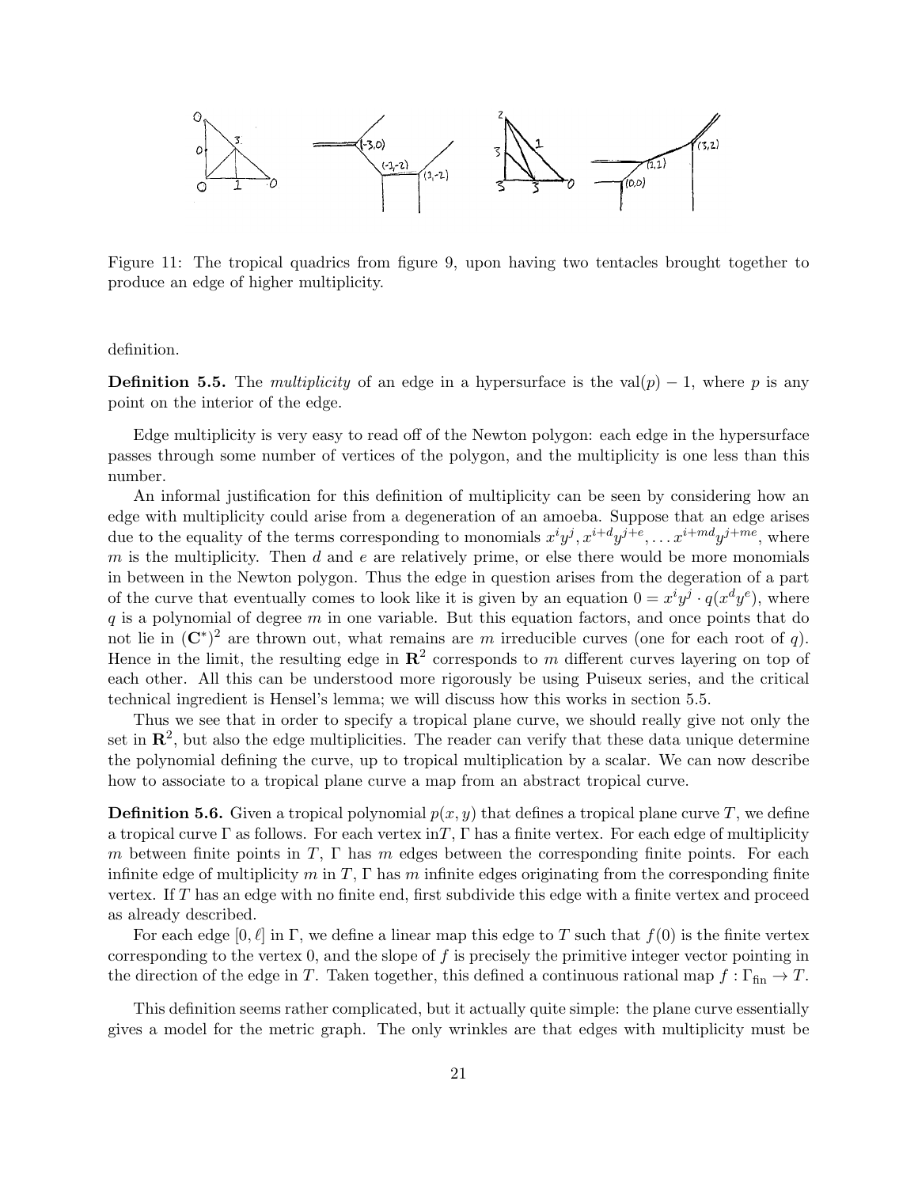Figure 11: The tropical quadrics from figure 9, upon having two tentacles brought together to produce an edge of higher multiplicity.

definition.

**Definition 5.5.** The *multiplicity* of an edge in a hypersurface is the $\mathrm{val}(p) - 1$, where $p$ is any point on the interior of the edge.

Edge multiplicity is very easy to read off of the Newton polygon: each edge in the hypersurface passes through some number of vertices of the polygon, and the multiplicity is one less than this number.

An informal justification for this definition of multiplicity can be seen by considering how an edge with multiplicity could arise from a degeneration of an amoeba. Suppose that an edge arises due to the equality of the terms corresponding to monomials $x^i y^j, x^{i+d} y^{j+e}, \ldots x^{i+md} y^{j+me}$, where $m$ is the multiplicity. Then $d$ and $e$ are relatively prime, or else there would be more monomials in between in the Newton polygon. Thus the edge in question arises from the degeration of a part of the curve that eventually comes to look like it is given by an equation $0 = x^i y^j \cdot q(x^d y^e)$, where $q$ is a polynomial of degree $m$ in one variable. But this equation factors, and once points that do not lie in $(\mathbf{C}^*)^2$ are thrown out, what remains are $m$ irreducible curves (one for each root of $q$). Hence in the limit, the resulting edge in $\mathbf{R}^2$ corresponds to $m$ different curves layering on top of each other. All this can be understood more rigorously be using Puiseux series, and the critical technical ingredient is Hensel's lemma; we will discuss how this works in section 5.5.

Thus we see that in order to specify a tropical plane curve, we should really give not only the set in $\mathbf{R}^2$, but also the edge multiplicities. The reader can verify that these data unique determine the polynomial defining the curve, up to tropical multiplication by a scalar. We can now describe how to associate to a tropical plane curve a map from an abstract tropical curve.

**Definition 5.6.** Given a tropical polynomial $p(x, y)$ that defines a tropical plane curve $T$, we define a tropical curve $\Gamma$ as follows. For each vertex in$T$, $\Gamma$ has a finite vertex. For each edge of multiplicity $m$ between finite points in $T$, $\Gamma$ has $m$ edges between the corresponding finite points. For each infinite edge of multiplicity $m$ in $T$, $\Gamma$ has $m$ infinite edges originating from the corresponding finite vertex. If $T$ has an edge with no finite end, first subdivide this edge with a finite vertex and proceed as already described.

For each edge $[0, \ell]$ in $\Gamma$, we define a linear map this edge to $T$ such that $f(0)$ is the finite vertex corresponding to the vertex 0, and the slope of $f$ is precisely the primitive integer vector pointing in the direction of the edge in $T$. Taken together, this defined a continuous rational map $f : \Gamma_{\text{fin}} \to T$.

This definition seems rather complicated, but it actually quite simple: the plane curve essentially gives a model for the metric graph. The only wrinkles are that edges with multiplicity must be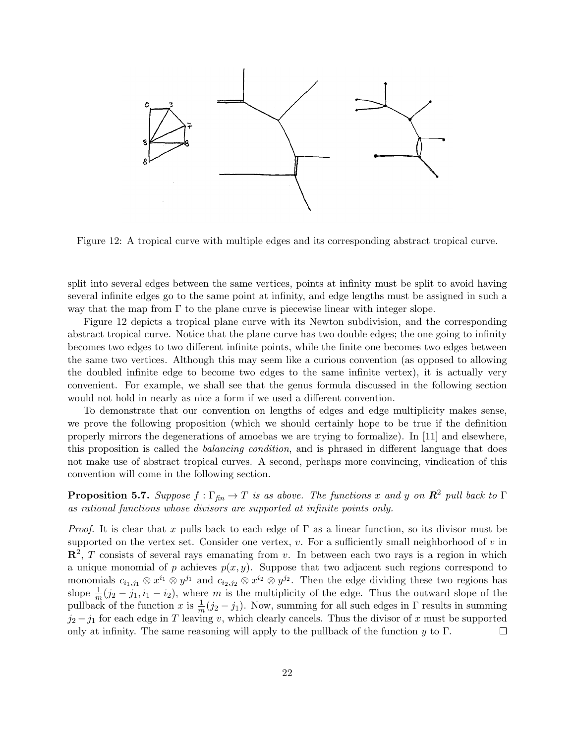Figure 12: A tropical curve with multiple edges and its corresponding abstract tropical curve.

split into several edges between the same vertices, points at infinity must be split to avoid having several infinite edges go to the same point at infinity, and edge lengths must be assigned in such a way that the map from $\Gamma$ to the plane curve is piecewise linear with integer slope.

Figure 12 depicts a tropical plane curve with its Newton subdivision, and the corresponding abstract tropical curve. Notice that the plane curve has two double edges; the one going to infinity becomes two edges to two different infinite points, while the finite one becomes two edges between the same two vertices. Although this may seem like a curious convention (as opposed to allowing the doubled infinite edge to become two edges to the same infinite vertex), it is actually very convenient. For example, we shall see that the genus formula discussed in the following section would not hold in nearly as nice a form if we used a different convention.

To demonstrate that our convention on lengths of edges and edge multiplicity makes sense, we prove the following proposition (which we should certainly hope to be true if the definition properly mirrors the degenerations of amoebas we are trying to formalize). In [11] and elsewhere, this proposition is called the *balancing condition*, and is phrased in different language that does not make use of abstract tropical curves. A second, perhaps more convincing, vindication of this convention will come in the following section.

**Proposition 5.7.** *Suppose $f : \Gamma_{fin} \to T$ is as above. The functions $x$ and $y$ on $\boldsymbol{R}^2$ pull back to $\Gamma$ as rational functions whose divisors are supported at infinite points only.*

*Proof.* It is clear that $x$ pulls back to each edge of $\Gamma$ as a linear function, so its divisor must be supported on the vertex set. Consider one vertex, $v$. For a sufficiently small neighborhood of $v$ in $\mathbf{R}^2$, $T$ consists of several rays emanating from $v$. In between each two rays is a region in which a unique monomial of $p$ achieves $p(x, y)$. Suppose that two adjacent such regions correspond to monomials $c_{i_1,j_1} \otimes x^{i_1} \otimes y^{j_1}$ and $c_{i_2,j_2} \otimes x^{i_2} \otimes y^{j_2}$. Then the edge dividing these two regions has slope $\frac{1}{m}(j_2 - j_1, i_1 - i_2)$, where $m$ is the multiplicity of the edge. Thus the outward slope of the pullback of the function $x$ is $\frac{1}{m}(j_2 - j_1)$. Now, summing for all such edges in $\Gamma$ results in summing $j_2 - j_1$ for each edge in $T$ leaving $v$, which clearly cancels. Thus the divisor of $x$ must be supported only at infinity. The same reasoning will apply to the pullback of the function $y$ to $\Gamma$. $\square$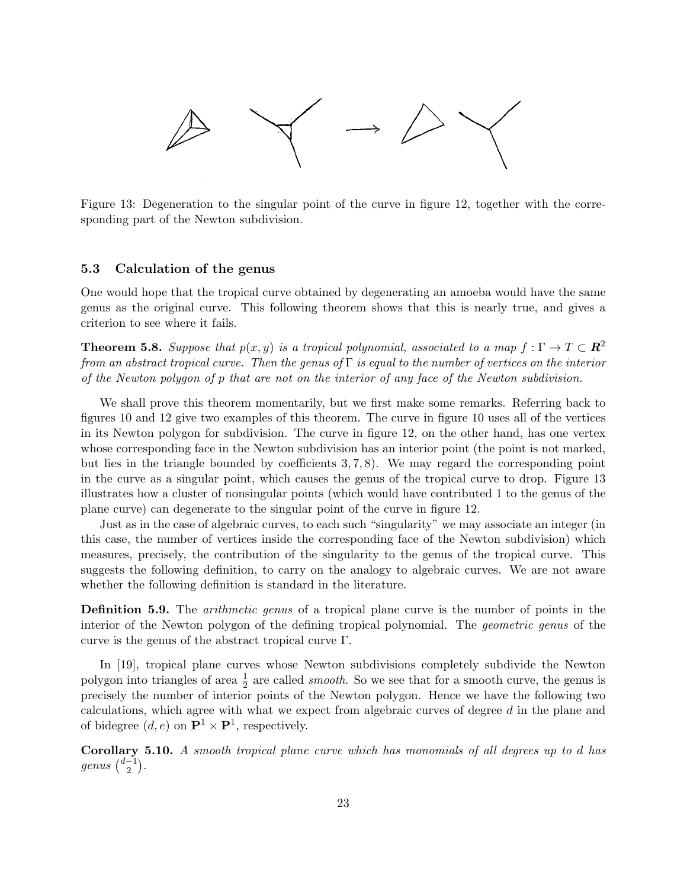Figure 13: Degeneration to the singular point of the curve in figure 12, together with the corresponding part of the Newton subdivision.

### 5.3 Calculation of the genus

One would hope that the tropical curve obtained by degenerating an amoeba would have the same genus as the original curve. This following theorem shows that this is nearly true, and gives a criterion to see where it fails.

**Theorem 5.8.** *Suppose that $p(x, y)$ is a tropical polynomial, associated to a map $f : \Gamma \to T \subset \boldsymbol{R}^2$ from an abstract tropical curve. Then the genus of $\Gamma$ is equal to the number of vertices on the interior of the Newton polygon of $p$ that are not on the interior of any face of the Newton subdivision.*

We shall prove this theorem momentarily, but we first make some remarks. Referring back to figures 10 and 12 give two examples of this theorem. The curve in figure 10 uses all of the vertices in its Newton polygon for subdivision. The curve in figure 12, on the other hand, has one vertex whose corresponding face in the Newton subdivision has an interior point (the point is not marked, but lies in the triangle bounded by coefficients $3, 7, 8$). We may regard the corresponding point in the curve as a singular point, which causes the genus of the tropical curve to drop. Figure 13 illustrates how a cluster of nonsingular points (which would have contributed 1 to the genus of the plane curve) can degenerate to the singular point of the curve in figure 12.

Just as in the case of algebraic curves, to each such "singularity" we may associate an integer (in this case, the number of vertices inside the corresponding face of the Newton subdivision) which measures, precisely, the contribution of the singularity to the genus of the tropical curve. This suggests the following definition, to carry on the analogy to algebraic curves. We are not aware whether the following definition is standard in the literature.

**Definition 5.9.** The *arithmetic genus* of a tropical plane curve is the number of points in the interior of the Newton polygon of the defining tropical polynomial. The *geometric genus* of the curve is the genus of the abstract tropical curve $\Gamma$.

In [19], tropical plane curves whose Newton subdivisions completely subdivide the Newton polygon into triangles of area $\frac{1}{2}$ are called *smooth*. So we see that for a smooth curve, the genus is precisely the number of interior points of the Newton polygon. Hence we have the following two calculations, which agree with what we expect from algebraic curves of degree $d$ in the plane and of bidegree $(d, e)$ on $\mathbf{P}^1 \times \mathbf{P}^1$, respectively.

**Corollary 5.10.** *A smooth tropical plane curve which has monomials of all degrees up to $d$ has genus $\binom{d-1}{2}$.*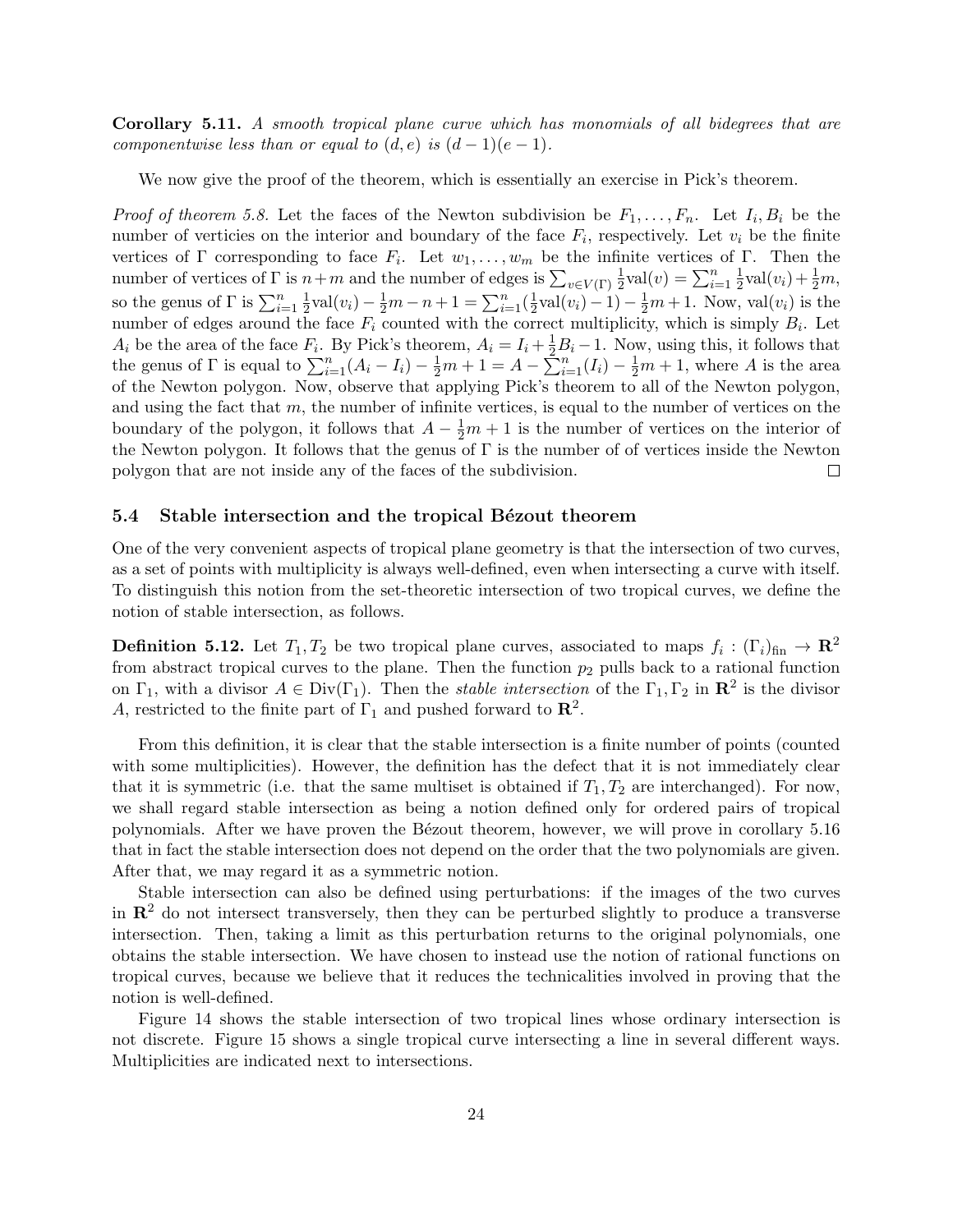**Corollary 5.11.** *A smooth tropical plane curve which has monomials of all bidegrees that are componentwise less than or equal to $(d, e)$ is $(d-1)(e-1)$.*

We now give the proof of the theorem, which is essentially an exercise in Pick's theorem.

*Proof of theorem 5.8.* Let the faces of the Newton subdivision be $F_1, \dots, F_n$. Let $I_i, B_i$ be the number of verticies on the interior and boundary of the face $F_i$, respectively. Let $v_i$ be the finite vertices of $\Gamma$ corresponding to face $F_i$. Let $w_1, \dots, w_m$ be the infinite vertices of $\Gamma$. Then the number of vertices of $\Gamma$ is $n+m$ and the number of edges is $\sum_{v \in V(\Gamma)} \frac{1}{2}\mathrm{val}(v) = \sum_{i=1}^{n} \frac{1}{2}\mathrm{val}(v_i) + \frac{1}{2}m$, so the genus of $\Gamma$ is $\sum_{i=1}^{n} \frac{1}{2}\mathrm{val}(v_i) - \frac{1}{2}m - n + 1 = \sum_{i=1}^{n}(\frac{1}{2}\mathrm{val}(v_i) - 1) - \frac{1}{2}m + 1$. Now, $\mathrm{val}(v_i)$ is the number of edges around the face $F_i$ counted with the correct multiplicity, which is simply $B_i$. Let $A_i$ be the area of the face $F_i$. By Pick's theorem, $A_i = I_i + \frac{1}{2}B_i - 1$. Now, using this, it follows that the genus of $\Gamma$ is equal to $\sum_{i=1}^{n}(A_i - I_i) - \frac{1}{2}m + 1 = A - \sum_{i=1}^{n}(I_i) - \frac{1}{2}m + 1$, where $A$ is the area of the Newton polygon. Now, observe that applying Pick's theorem to all of the Newton polygon, and using the fact that $m$, the number of infinite vertices, is equal to the number of vertices on the boundary of the polygon, it follows that $A - \frac{1}{2}m + 1$ is the number of vertices on the interior of the Newton polygon. It follows that the genus of $\Gamma$ is the number of of vertices inside the Newton polygon that are not inside any of the faces of the subdivision. □

### 5.4 Stable intersection and the tropical Bézout theorem

One of the very convenient aspects of tropical plane geometry is that the intersection of two curves, as a set of points with multiplicity is always well-defined, even when intersecting a curve with itself. To distinguish this notion from the set-theoretic intersection of two tropical curves, we define the notion of stable intersection, as follows.

**Definition 5.12.** Let $T_1, T_2$ be two tropical plane curves, associated to maps $f_i : (\Gamma_i)_{\mathrm{fin}} \to \mathbf{R}^2$ from abstract tropical curves to the plane. Then the function $p_2$ pulls back to a rational function on $\Gamma_1$, with a divisor $A \in \mathrm{Div}(\Gamma_1)$. Then the *stable intersection* of the $\Gamma_1, \Gamma_2$ in $\mathbf{R}^2$ is the divisor $A$, restricted to the finite part of $\Gamma_1$ and pushed forward to $\mathbf{R}^2$.

From this definition, it is clear that the stable intersection is a finite number of points (counted with some multiplicities). However, the definition has the defect that it is not immediately clear that it is symmetric (i.e. that the same multiset is obtained if $T_1, T_2$ are interchanged). For now, we shall regard stable intersection as being a notion defined only for ordered pairs of tropical polynomials. After we have proven the Bézout theorem, however, we will prove in corollary 5.16 that in fact the stable intersection does not depend on the order that the two polynomials are given. After that, we may regard it as a symmetric notion.

Stable intersection can also be defined using perturbations: if the images of the two curves in $\mathbf{R}^2$ do not intersect transversely, then they can be perturbed slightly to produce a transverse intersection. Then, taking a limit as this perturbation returns to the original polynomials, one obtains the stable intersection. We have chosen to instead use the notion of rational functions on tropical curves, because we believe that it reduces the technicalities involved in proving that the notion is well-defined.

Figure 14 shows the stable intersection of two tropical lines whose ordinary intersection is not discrete. Figure 15 shows a single tropical curve intersecting a line in several different ways. Multiplicities are indicated next to intersections.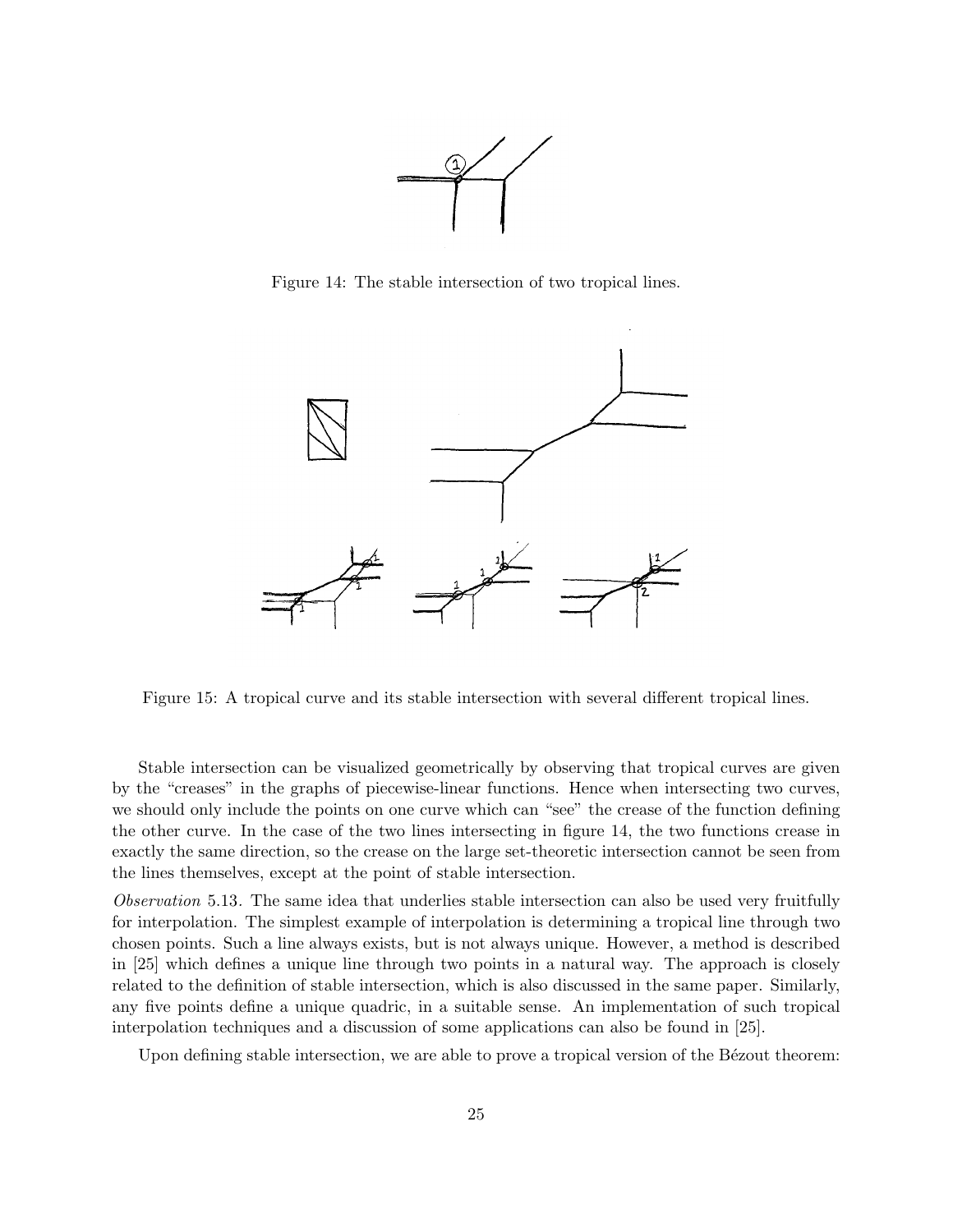Figure 14: The stable intersection of two tropical lines.

Figure 15: A tropical curve and its stable intersection with several different tropical lines.

Stable intersection can be visualized geometrically by observing that tropical curves are given by the "creases" in the graphs of piecewise-linear functions. Hence when intersecting two curves, we should only include the points on one curve which can "see" the crease of the function defining the other curve. In the case of the two lines intersecting in figure 14, the two functions crease in exactly the same direction, so the crease on the large set-theoretic intersection cannot be seen from the lines themselves, except at the point of stable intersection.

*Observation* 5.13. The same idea that underlies stable intersection can also be used very fruitfully for interpolation. The simplest example of interpolation is determining a tropical line through two chosen points. Such a line always exists, but is not always unique. However, a method is described in [25] which defines a unique line through two points in a natural way. The approach is closely related to the definition of stable intersection, which is also discussed in the same paper. Similarly, any five points define a unique quadric, in a suitable sense. An implementation of such tropical interpolation techniques and a discussion of some applications can also be found in [25].

Upon defining stable intersection, we are able to prove a tropical version of the Bézout theorem: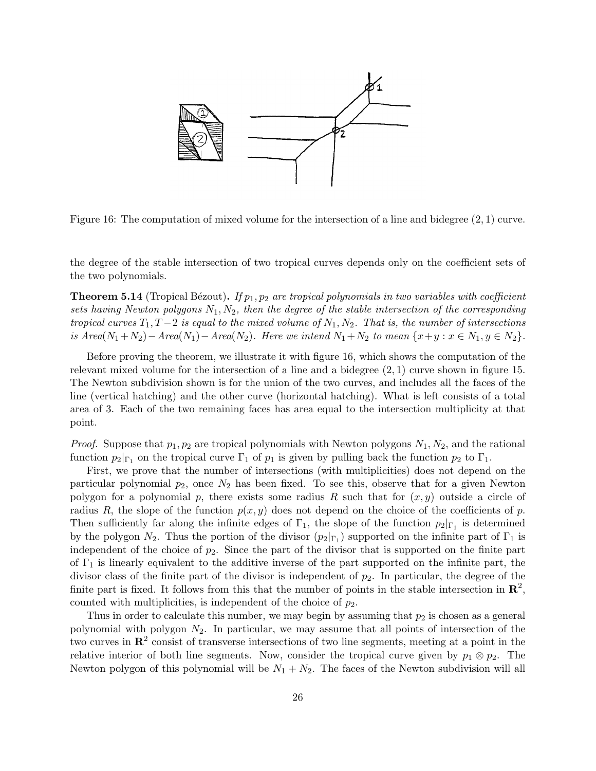Figure 16: The computation of mixed volume for the intersection of a line and bidegree $(2, 1)$ curve.

the degree of the stable intersection of two tropical curves depends only on the coefficient sets of the two polynomials.

**Theorem 5.14** (Tropical Bézout)**.** *If $p_1, p_2$ are tropical polynomials in two variables with coefficient sets having Newton polygons $N_1, N_2$, then the degree of the stable intersection of the corresponding tropical curves $T_1, T-2$ is equal to the mixed volume of $N_1, N_2$. That is, the number of intersections is $Area(N_1+N_2) - Area(N_1) - Area(N_2)$. Here we intend $N_1 + N_2$ to mean $\{x+y : x \in N_1, y \in N_2\}$.*

Before proving the theorem, we illustrate it with figure 16, which shows the computation of the relevant mixed volume for the intersection of a line and a bidegree $(2, 1)$ curve shown in figure 15. The Newton subdivision shown is for the union of the two curves, and includes all the faces of the line (vertical hatching) and the other curve (horizontal hatching). What is left consists of a total area of 3. Each of the two remaining faces has area equal to the intersection multiplicity at that point.

*Proof.* Suppose that $p_1, p_2$ are tropical polynomials with Newton polygons $N_1, N_2$, and the rational function $p_2|_{\Gamma_1}$ on the tropical curve $\Gamma_1$ of $p_1$ is given by pulling back the function $p_2$ to $\Gamma_1$.

First, we prove that the number of intersections (with multiplicities) does not depend on the particular polynomial $p_2$, once $N_2$ has been fixed. To see this, observe that for a given Newton polygon for a polynomial $p$, there exists some radius $R$ such that for $(x, y)$ outside a circle of radius $R$, the slope of the function $p(x, y)$ does not depend on the choice of the coefficients of $p$. Then sufficiently far along the infinite edges of $\Gamma_1$, the slope of the function $p_2|_{\Gamma_1}$ is determined by the polygon $N_2$. Thus the portion of the divisor $(p_2|_{\Gamma_1})$ supported on the infinite part of $\Gamma_1$ is independent of the choice of $p_2$. Since the part of the divisor that is supported on the finite part of $\Gamma_1$ is linearly equivalent to the additive inverse of the part supported on the infinite part, the divisor class of the finite part of the divisor is independent of $p_2$. In particular, the degree of the finite part is fixed. It follows from this that the number of points in the stable intersection in $\mathbf{R}^2$, counted with multiplicities, is independent of the choice of $p_2$.

Thus in order to calculate this number, we may begin by assuming that $p_2$ is chosen as a general polynomial with polygon $N_2$. In particular, we may assume that all points of intersection of the two curves in $\mathbf{R}^2$ consist of transverse intersections of two line segments, meeting at a point in the relative interior of both line segments. Now, consider the tropical curve given by $p_1 \otimes p_2$. The Newton polygon of this polynomial will be $N_1 + N_2$. The faces of the Newton subdivision will all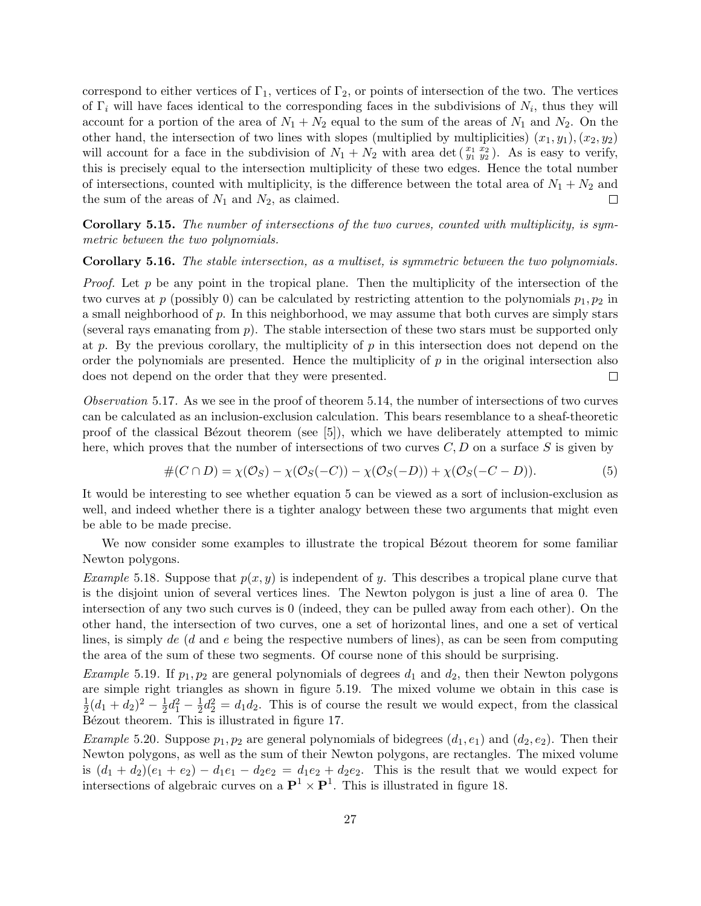correspond to either vertices of $\Gamma_1$, vertices of $\Gamma_2$, or points of intersection of the two. The vertices of $\Gamma_i$ will have faces identical to the corresponding faces in the subdivisions of $N_i$, thus they will account for a portion of the area of $N_1 + N_2$ equal to the sum of the areas of $N_1$ and $N_2$. On the other hand, the intersection of two lines with slopes (multiplied by multiplicities) $(x_1, y_1), (x_2, y_2)$ will account for a face in the subdivision of $N_1 + N_2$ with area $\det\left(\begin{smallmatrix} x_1 & x_2 \\ y_1 & y_2 \end{smallmatrix}\right)$. As is easy to verify, this is precisely equal to the intersection multiplicity of these two edges. Hence the total number of intersections, counted with multiplicity, is the difference between the total area of $N_1 + N_2$ and the sum of the areas of $N_1$ and $N_2$, as claimed. □

**Corollary 5.15.** *The number of intersections of the two curves, counted with multiplicity, is symmetric between the two polynomials.*

**Corollary 5.16.** *The stable intersection, as a multiset, is symmetric between the two polynomials.*

*Proof.* Let $p$ be any point in the tropical plane. Then the multiplicity of the intersection of the two curves at $p$ (possibly 0) can be calculated by restricting attention to the polynomials $p_1, p_2$ in a small neighborhood of $p$. In this neighborhood, we may assume that both curves are simply stars (several rays emanating from $p$). The stable intersection of these two stars must be supported only at $p$. By the previous corollary, the multiplicity of $p$ in this intersection does not depend on the order the polynomials are presented. Hence the multiplicity of $p$ in the original intersection also does not depend on the order that they were presented. □

*Observation* 5.17. As we see in the proof of theorem 5.14, the number of intersections of two curves can be calculated as an inclusion-exclusion calculation. This bears resemblance to a sheaf-theoretic proof of the classical Bézout theorem (see [5]), which we have deliberately attempted to mimic here, which proves that the number of intersections of two curves $C, D$ on a surface $S$ is given by

$$\#(C \cap D) = \chi(\mathcal{O}_S) - \chi(\mathcal{O}_S(-C)) - \chi(\mathcal{O}_S(-D)) + \chi(\mathcal{O}_S(-C-D)). \tag{5}$$

It would be interesting to see whether equation 5 can be viewed as a sort of inclusion-exclusion as well, and indeed whether there is a tighter analogy between these two arguments that might even be able to be made precise.

We now consider some examples to illustrate the tropical Bézout theorem for some familiar Newton polygons.

*Example* 5.18. Suppose that $p(x, y)$ is independent of $y$. This describes a tropical plane curve that is the disjoint union of several vertices lines. The Newton polygon is just a line of area 0. The intersection of any two such curves is 0 (indeed, they can be pulled away from each other). On the other hand, the intersection of two curves, one a set of horizontal lines, and one a set of vertical lines, is simply $de$ ($d$ and $e$ being the respective numbers of lines), as can be seen from computing the area of the sum of these two segments. Of course none of this should be surprising.

*Example* 5.19. If $p_1, p_2$ are general polynomials of degrees $d_1$ and $d_2$, then their Newton polygons are simple right triangles as shown in figure 5.19. The mixed volume we obtain in this case is $\frac{1}{2}(d_1 + d_2)^2 - \frac{1}{2}d_1^2 - \frac{1}{2}d_2^2 = d_1 d_2$. This is of course the result we would expect, from the classical Bézout theorem. This is illustrated in figure 17.

*Example* 5.20. Suppose $p_1, p_2$ are general polynomials of bidegrees $(d_1, e_1)$ and $(d_2, e_2)$. Then their Newton polygons, as well as the sum of their Newton polygons, are rectangles. The mixed volume is $(d_1 + d_2)(e_1 + e_2) - d_1 e_1 - d_2 e_2 = d_1 e_2 + d_2 e_2$. This is the result that we would expect for intersections of algebraic curves on a $\mathbf{P}^1 \times \mathbf{P}^1$. This is illustrated in figure 18.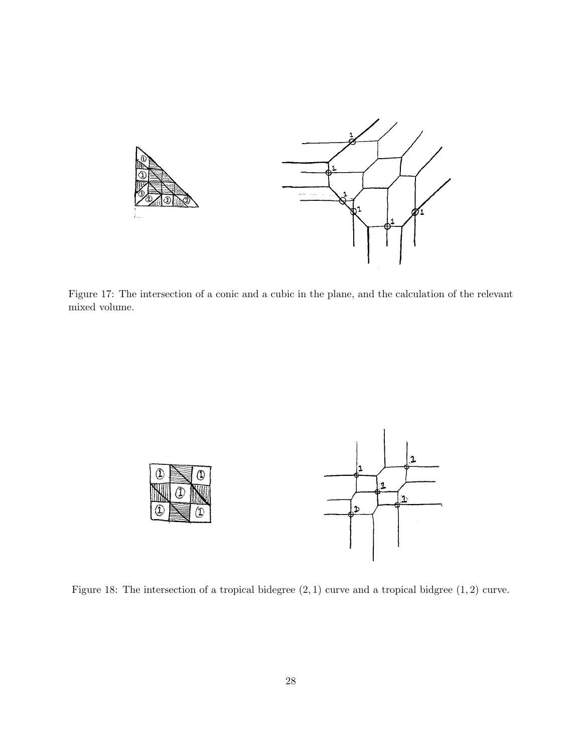Figure 17: The intersection of a conic and a cubic in the plane, and the calculation of the relevant mixed volume.

Figure 18: The intersection of a tropical bidegree $(2, 1)$ curve and a tropical bidgree $(1, 2)$ curve.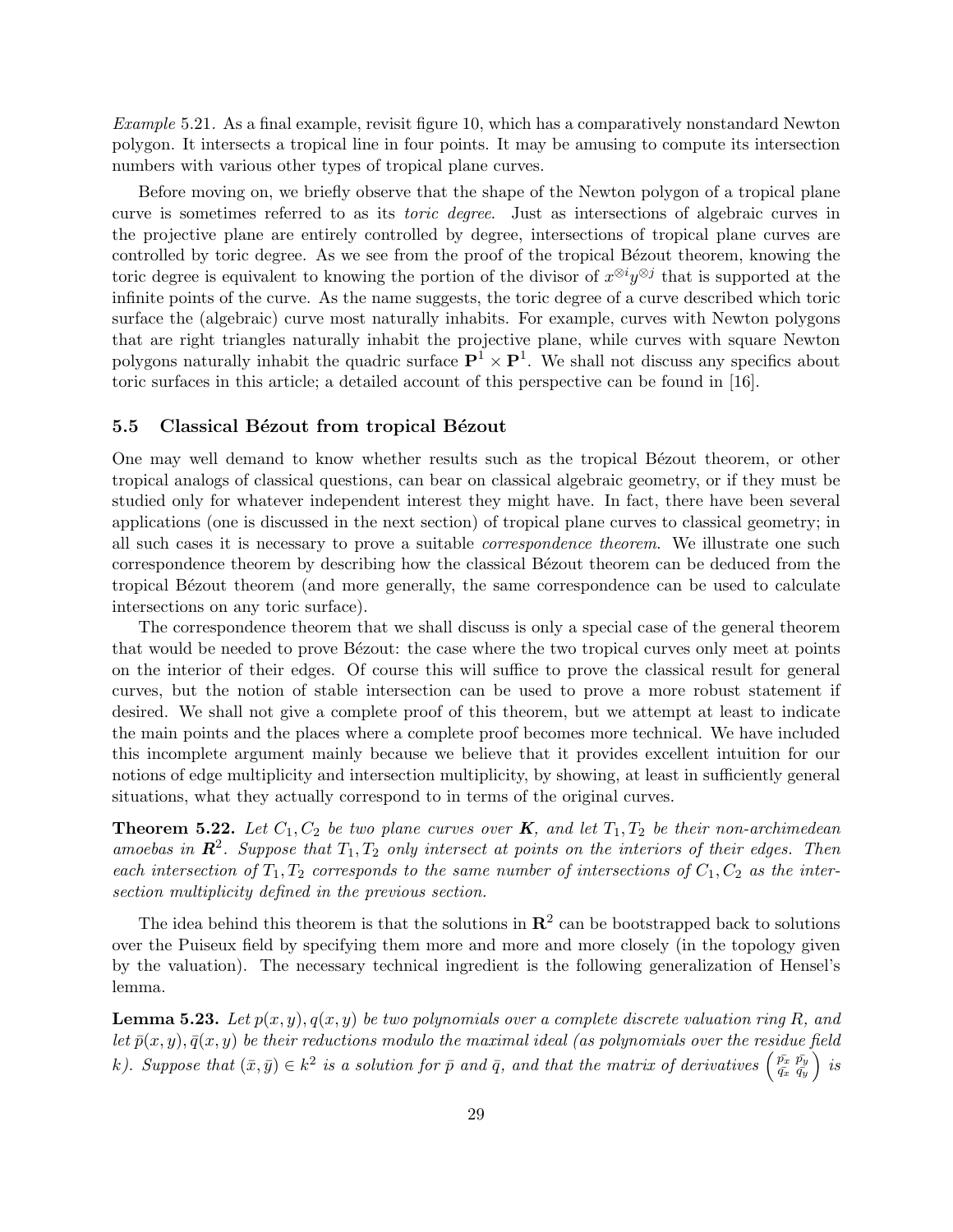*Example* 5.21. As a final example, revisit figure 10, which has a comparatively nonstandard Newton polygon. It intersects a tropical line in four points. It may be amusing to compute its intersection numbers with various other types of tropical plane curves.

Before moving on, we briefly observe that the shape of the Newton polygon of a tropical plane curve is sometimes referred to as its *toric degree*. Just as intersections of algebraic curves in the projective plane are entirely controlled by degree, intersections of tropical plane curves are controlled by toric degree. As we see from the proof of the tropical Bézout theorem, knowing the toric degree is equivalent to knowing the portion of the divisor of $x^{\otimes i}y^{\otimes j}$ that is supported at the infinite points of the curve. As the name suggests, the toric degree of a curve described which toric surface the (algebraic) curve most naturally inhabits. For example, curves with Newton polygons that are right triangles naturally inhabit the projective plane, while curves with square Newton polygons naturally inhabit the quadric surface $\mathbf{P}^1 \times \mathbf{P}^1$. We shall not discuss any specifics about toric surfaces in this article; a detailed account of this perspective can be found in [16].

### 5.5 Classical Bézout from tropical Bézout

One may well demand to know whether results such as the tropical Bézout theorem, or other tropical analogs of classical questions, can bear on classical algebraic geometry, or if they must be studied only for whatever independent interest they might have. In fact, there have been several applications (one is discussed in the next section) of tropical plane curves to classical geometry; in all such cases it is necessary to prove a suitable *correspondence theorem*. We illustrate one such correspondence theorem by describing how the classical Bézout theorem can be deduced from the tropical Bézout theorem (and more generally, the same correspondence can be used to calculate intersections on any toric surface).

The correspondence theorem that we shall discuss is only a special case of the general theorem that would be needed to prove Bézout: the case where the two tropical curves only meet at points on the interior of their edges. Of course this will suffice to prove the classical result for general curves, but the notion of stable intersection can be used to prove a more robust statement if desired. We shall not give a complete proof of this theorem, but we attempt at least to indicate the main points and the places where a complete proof becomes more technical. We have included this incomplete argument mainly because we believe that it provides excellent intuition for our notions of edge multiplicity and intersection multiplicity, by showing, at least in sufficiently general situations, what they actually correspond to in terms of the original curves.

**Theorem 5.22.** *Let $C_1, C_2$ be two plane curves over $\boldsymbol{K}$, and let $T_1, T_2$ be their non-archimedean amoebas in $\boldsymbol{R}^2$. Suppose that $T_1, T_2$ only intersect at points on the interiors of their edges. Then each intersection of $T_1, T_2$ corresponds to the same number of intersections of $C_1, C_2$ as the intersection multiplicity defined in the previous section.*

The idea behind this theorem is that the solutions in $\mathbf{R}^2$ can be bootstrapped back to solutions over the Puiseux field by specifying them more and more and more closely (in the topology given by the valuation). The necessary technical ingredient is the following generalization of Hensel's lemma.

**Lemma 5.23.** *Let $p(x,y), q(x,y)$ be two polynomials over a complete discrete valuation ring $R$, and let $\bar{p}(x,y), \bar{q}(x,y)$ be their reductions modulo the maximal ideal (as polynomials over the residue field $k$). Suppose that $(\bar{x}, \bar{y}) \in k^2$ is a solution for $\bar{p}$ and $\bar{q}$, and that the matrix of derivatives $\begin{pmatrix} \bar{p_x} & \bar{p_y} \\ \bar{q_x} & \bar{q_y} \end{pmatrix}$ is*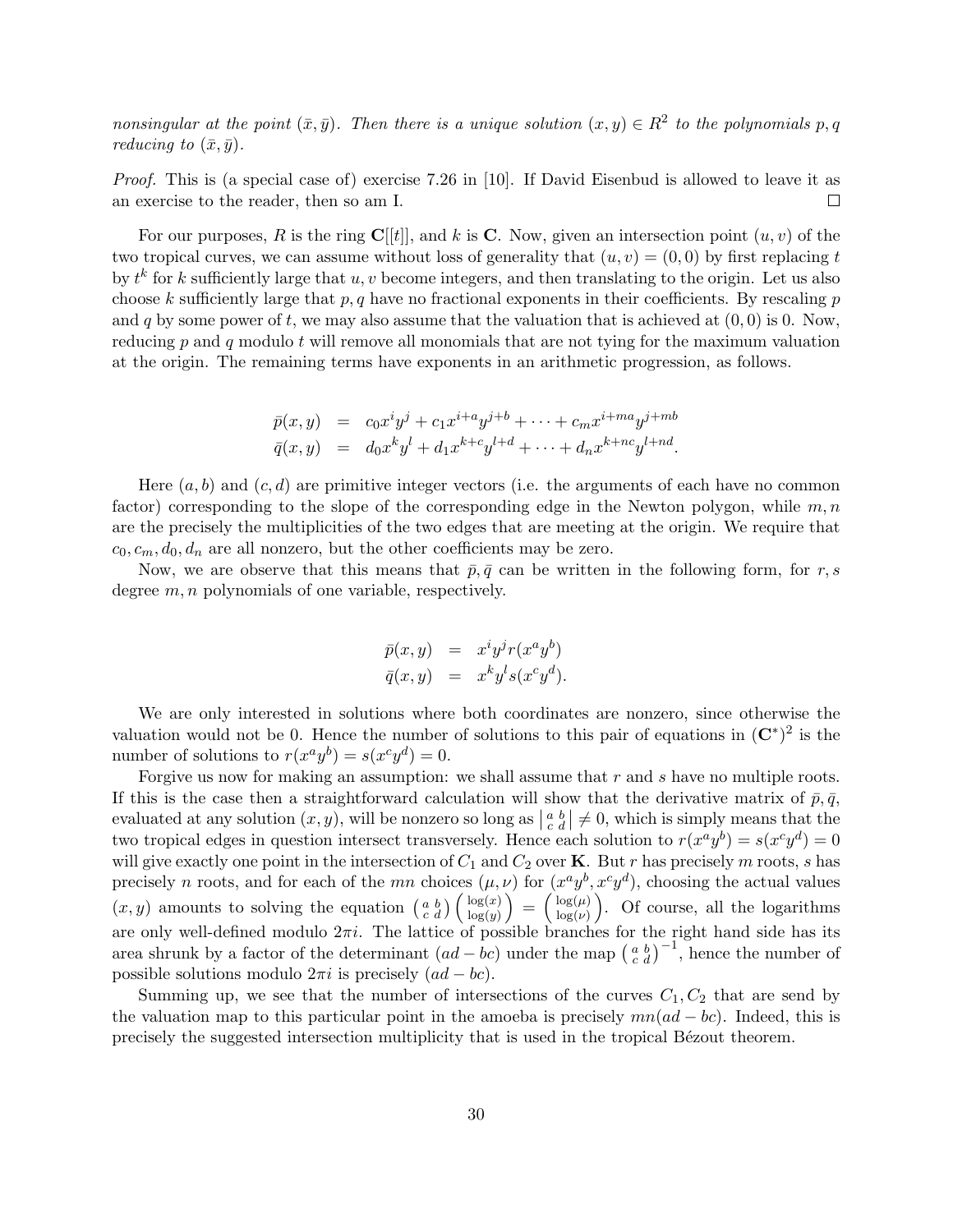*nonsingular at the point* $(\bar{x}, \bar{y})$. *Then there is a unique solution* $(x, y) \in R^2$ *to the polynomials* $p, q$ *reducing to* $(\bar{x}, \bar{y})$.

*Proof.* This is (a special case of) exercise 7.26 in [10]. If David Eisenbud is allowed to leave it as an exercise to the reader, then so am I. □

For our purposes, $R$ is the ring $\mathbf{C}[[t]]$, and $k$ is $\mathbf{C}$. Now, given an intersection point $(u, v)$ of the two tropical curves, we can assume without loss of generality that $(u, v) = (0, 0)$ by first replacing $t$ by $t^k$ for $k$ sufficiently large that $u, v$ become integers, and then translating to the origin. Let us also choose $k$ sufficiently large that $p, q$ have no fractional exponents in their coefficients. By rescaling $p$ and $q$ by some power of $t$, we may also assume that the valuation that is achieved at $(0, 0)$ is 0. Now, reducing $p$ and $q$ modulo $t$ will remove all monomials that are not tying for the maximum valuation at the origin. The remaining terms have exponents in an arithmetic progression, as follows.

$$
\begin{aligned}
\bar{p}(x, y) &= c_0 x^i y^j + c_1 x^{i+a} y^{j+b} + \cdots + c_m x^{i+ma} y^{j+mb} \\
\bar{q}(x, y) &= d_0 x^k y^l + d_1 x^{k+c} y^{l+d} + \cdots + d_n x^{k+nc} y^{l+nd}.
\end{aligned}
$$

Here $(a, b)$ and $(c, d)$ are primitive integer vectors (i.e. the arguments of each have no common factor) corresponding to the slope of the corresponding edge in the Newton polygon, while $m, n$ are the precisely the multiplicities of the two edges that are meeting at the origin. We require that $c_0, c_m, d_0, d_n$ are all nonzero, but the other coefficients may be zero.

Now, we are observe that this means that $\bar{p}, \bar{q}$ can be written in the following form, for $r, s$ degree $m, n$ polynomials of one variable, respectively.

$$
\begin{aligned}
\bar{p}(x, y) &= x^i y^j r(x^a y^b) \\
\bar{q}(x, y) &= x^k y^l s(x^c y^d).
\end{aligned}
$$

We are only interested in solutions where both coordinates are nonzero, since otherwise the valuation would not be 0. Hence the number of solutions to this pair of equations in $(\mathbf{C}^*)^2$ is the number of solutions to $r(x^a y^b) = s(x^c y^d) = 0$.

Forgive us now for making an assumption: we shall assume that $r$ and $s$ have no multiple roots. If this is the case then a straightforward calculation will show that the derivative matrix of $\bar{p}, \bar{q}$, evaluated at any solution $(x, y)$, will be nonzero so long as $\left|\begin{smallmatrix} a & b \\ c & d \end{smallmatrix}\right| \neq 0$, which is simply means that the two tropical edges in question intersect transversely. Hence each solution to $r(x^a y^b) = s(x^c y^d) = 0$ will give exactly one point in the intersection of $C_1$ and $C_2$ over $\mathbf{K}$. But $r$ has precisely $m$ roots, $s$ has precisely $n$ roots, and for each of the $mn$ choices $(\mu, \nu)$ for $(x^a y^b, x^c y^d)$, choosing the actual values $(x, y)$ amounts to solving the equation $\left(\begin{smallmatrix} a & b \\ c & d \end{smallmatrix}\right) \left(\begin{smallmatrix} \log(x) \\ \log(y) \end{smallmatrix}\right) = \left(\begin{smallmatrix} \log(\mu) \\ \log(\nu) \end{smallmatrix}\right)$. Of course, all the logarithms are only well-defined modulo $2\pi i$. The lattice of possible branches for the right hand side has its area shrunk by a factor of the determinant $(ad - bc)$ under the map $\left(\begin{smallmatrix} a & b \\ c & d \end{smallmatrix}\right)^{-1}$, hence the number of possible solutions modulo $2\pi i$ is precisely $(ad - bc)$.

Summing up, we see that the number of intersections of the curves $C_1, C_2$ that are send by the valuation map to this particular point in the amoeba is precisely $mn(ad - bc)$. Indeed, this is precisely the suggested intersection multiplicity that is used in the tropical Bézout theorem.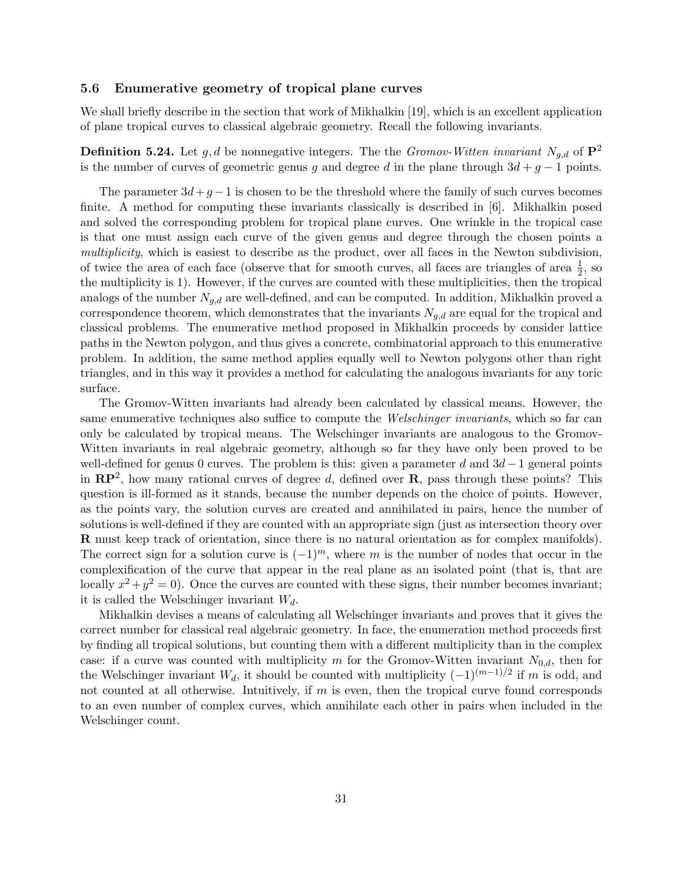### 5.6 Enumerative geometry of tropical plane curves

We shall briefly describe in the section that work of Mikhalkin [19], which is an excellent application of plane tropical curves to classical algebraic geometry. Recall the following invariants.

**Definition 5.24.** Let $g, d$ be nonnegative integers. The the *Gromov-Witten invariant* $N_{g,d}$ of $\mathbf{P}^2$ is the number of curves of geometric genus $g$ and degree $d$ in the plane through $3d + g - 1$ points.

The parameter $3d+g-1$ is chosen to be the threshold where the family of such curves becomes finite. A method for computing these invariants classically is described in [6]. Mikhalkin posed and solved the corresponding problem for tropical plane curves. One wrinkle in the tropical case is that one must assign each curve of the given genus and degree through the chosen points a *multiplicity*, which is easiest to describe as the product, over all faces in the Newton subdivision, of twice the area of each face (observe that for smooth curves, all faces are triangles of area $\frac{1}{2}$, so the multiplicity is 1). However, if the curves are counted with these multiplicities, then the tropical analogs of the number $N_{g,d}$ are well-defined, and can be computed. In addition, Mikhalkin proved a correspondence theorem, which demonstrates that the invariants $N_{g,d}$ are equal for the tropical and classical problems. The enumerative method proposed in Mikhalkin proceeds by consider lattice paths in the Newton polygon, and thus gives a concrete, combinatorial approach to this enumerative problem. In addition, the same method applies equally well to Newton polygons other than right triangles, and in this way it provides a method for calculating the analogous invariants for any toric surface.

The Gromov-Witten invariants had already been calculated by classical means. However, the same enumerative techniques also suffice to compute the *Welschinger invariants*, which so far can only be calculated by tropical means. The Welschinger invariants are analogous to the Gromov-Witten invariants in real algebraic geometry, although so far they have only been proved to be well-defined for genus 0 curves. The problem is this: given a parameter $d$ and $3d-1$ general points in $\mathbf{RP}^2$, how many rational curves of degree $d$, defined over $\mathbf{R}$, pass through these points? This question is ill-formed as it stands, because the number depends on the choice of points. However, as the points vary, the solution curves are created and annihilated in pairs, hence the number of solutions is well-defined if they are counted with an appropriate sign (just as intersection theory over $\mathbf{R}$ must keep track of orientation, since there is no natural orientation as for complex manifolds). The correct sign for a solution curve is $(-1)^m$, where $m$ is the number of nodes that occur in the complexification of the curve that appear in the real plane as an isolated point (that is, that are locally $x^2+y^2=0$). Once the curves are counted with these signs, their number becomes invariant; it is called the Welschinger invariant $W_d$.

Mikhalkin devises a means of calculating all Welschinger invariants and proves that it gives the correct number for classical real algebraic geometry. In face, the enumeration method proceeds first by finding all tropical solutions, but counting them with a different multiplicity than in the complex case: if a curve was counted with multiplicity $m$ for the Gromov-Witten invariant $N_{0,d}$, then for the Welschinger invariant $W_d$, it should be counted with multiplicity $(-1)^{(m-1)/2}$ if $m$ is odd, and not counted at all otherwise. Intuitively, if $m$ is even, then the tropical curve found corresponds to an even number of complex curves, which annihilate each other in pairs when included in the Welschinger count.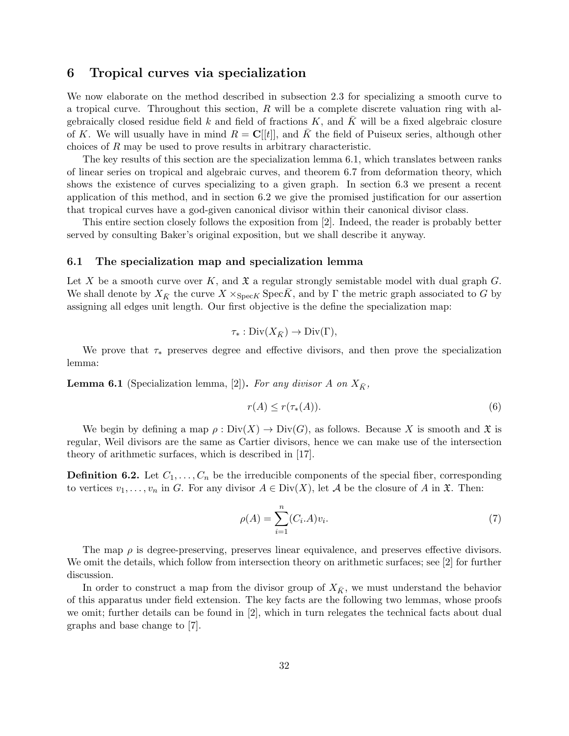## 6 Tropical curves via specialization

We now elaborate on the method described in subsection 2.3 for specializing a smooth curve to a tropical curve. Throughout this section, $R$ will be a complete discrete valuation ring with algebraically closed residue field $k$ and field of fractions $K$, and $\bar{K}$ will be a fixed algebraic closure of $K$. We will usually have in mind $R = \mathbf{C}[[t]]$, and $\bar{K}$ the field of Puiseux series, although other choices of $R$ may be used to prove results in arbitrary characteristic.

The key results of this section are the specialization lemma 6.1, which translates between ranks of linear series on tropical and algebraic curves, and theorem 6.7 from deformation theory, which shows the existence of curves specializing to a given graph. In section 6.3 we present a recent application of this method, and in section 6.2 we give the promised justification for our assertion that tropical curves have a god-given canonical divisor within their canonical divisor class.

This entire section closely follows the exposition from [2]. Indeed, the reader is probably better served by consulting Baker's original exposition, but we shall describe it anyway.

### 6.1 The specialization map and specialization lemma

Let $X$ be a smooth curve over $K$, and $\mathfrak{X}$ a regular strongly semistable model with dual graph $G$. We shall denote by $X_{\bar{K}}$ the curve $X \times_{\mathrm{Spec} K} \mathrm{Spec} \bar{K}$, and by $\Gamma$ the metric graph associated to $G$ by assigning all edges unit length. Our first objective is the define the specialization map:

$$\tau_* : \mathrm{Div}(X_{\bar{K}}) \to \mathrm{Div}(\Gamma),$$

We prove that $\tau_*$ preserves degree and effective divisors, and then prove the specialization lemma:

**Lemma 6.1** (Specialization lemma, [2])**.** *For any divisor $A$ on $X_{\bar{K}}$,*

$$r(A) \leq r(\tau_*(A)). \tag{6}$$

We begin by defining a map $\rho : \mathrm{Div}(X) \to \mathrm{Div}(G)$, as follows. Because $X$ is smooth and $\mathfrak{X}$ is regular, Weil divisors are the same as Cartier divisors, hence we can make use of the intersection theory of arithmetic surfaces, which is described in [17].

**Definition 6.2.** Let $C_1, \ldots, C_n$ be the irreducible components of the special fiber, corresponding to vertices $v_1, \ldots, v_n$ in $G$. For any divisor $A \in \mathrm{Div}(X)$, let $\mathcal{A}$ be the closure of $A$ in $\mathfrak{X}$. Then:

$$\rho(A) = \sum_{i=1}^{n} (C_i.A) v_i. \tag{7}$$

The map $\rho$ is degree-preserving, preserves linear equivalence, and preserves effective divisors. We omit the details, which follow from intersection theory on arithmetic surfaces; see [2] for further discussion.

In order to construct a map from the divisor group of $X_{\bar{K}}$, we must understand the behavior of this apparatus under field extension. The key facts are the following two lemmas, whose proofs we omit; further details can be found in [2], which in turn relegates the technical facts about dual graphs and base change to [7].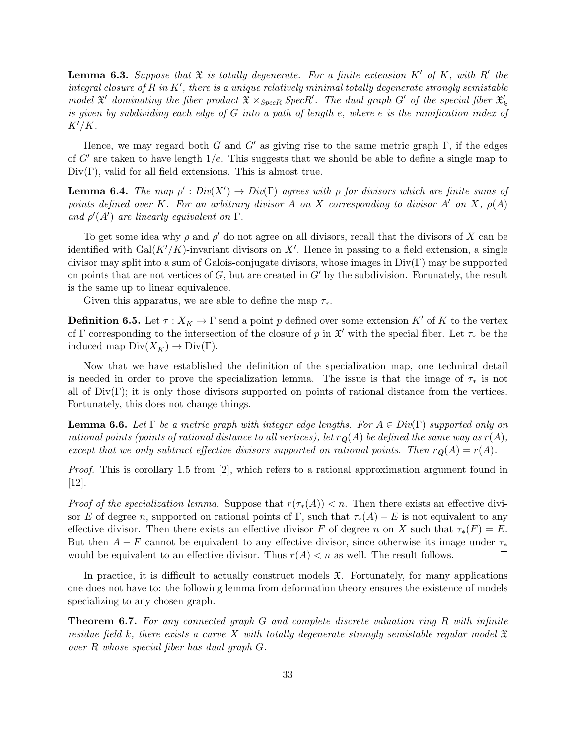**Lemma 6.3.** *Suppose that $\mathfrak{X}$ is totally degenerate. For a finite extension $K'$ of $K$, with $R'$ the integral closure of $R$ in $K'$, there is a unique relatively minimal totally degenerate strongly semistable model $\mathfrak{X}'$ dominating the fiber product $\mathfrak{X} \times_{SpecR} SpecR'$. The dual graph $G'$ of the special fiber $\mathfrak{X}'_k$ is given by subdividing each edge of $G$ into a path of length $e$, where $e$ is the ramification index of $K'/K$.*

Hence, we may regard both $G$ and $G'$ as giving rise to the same metric graph $\Gamma$, if the edges of $G'$ are taken to have length $1/e$. This suggests that we should be able to define a single map to $\mathrm{Div}(\Gamma)$, valid for all field extensions. This is almost true.

**Lemma 6.4.** *The map $\rho' : Div(X') \to Div(\Gamma)$ agrees with $\rho$ for divisors which are finite sums of points defined over $K$. For an arbitrary divisor $A$ on $X$ corresponding to divisor $A'$ on $X$, $\rho(A)$ and $\rho'(A')$ are linearly equivalent on $\Gamma$.*

To get some idea why $\rho$ and $\rho'$ do not agree on all divisors, recall that the divisors of $X$ can be identified with $\mathrm{Gal}(K'/K)$-invariant divisors on $X'$. Hence in passing to a field extension, a single divisor may split into a sum of Galois-conjugate divisors, whose images in $\mathrm{Div}(\Gamma)$ may be supported on points that are not vertices of $G$, but are created in $G'$ by the subdivision. Forunately, the result is the same up to linear equivalence.

Given this apparatus, we are able to define the map $\tau_*$.

**Definition 6.5.** Let $\tau : X_{\bar{K}} \to \Gamma$ send a point $p$ defined over some extension $K'$ of $K$ to the vertex of $\Gamma$ corresponding to the intersection of the closure of $p$ in $\mathfrak{X}'$ with the special fiber. Let $\tau_*$ be the induced map $\mathrm{Div}(X_{\bar{K}}) \to \mathrm{Div}(\Gamma)$.

Now that we have established the definition of the specialization map, one technical detail is needed in order to prove the specialization lemma. The issue is that the image of $\tau_*$ is not all of $\mathrm{Div}(\Gamma)$; it is only those divisors supported on points of rational distance from the vertices. Fortunately, this does not change things.

**Lemma 6.6.** *Let $\Gamma$ be a metric graph with integer edge lengths. For $A \in Div(\Gamma)$ supported only on rational points (points of rational distance to all vertices), let $r_{\mathbf{Q}}(A)$ be defined the same way as $r(A)$, except that we only subtract effective divisors supported on rational points. Then $r_{\mathbf{Q}}(A) = r(A)$.*

*Proof.* This is corollary 1.5 from [2], which refers to a rational approximation argument found in [12]. □

*Proof of the specialization lemma.* Suppose that $r(\tau_*(A)) < n$. Then there exists an effective divisor $E$ of degree $n$, supported on rational points of $\Gamma$, such that $\tau_*(A) - E$ is not equivalent to any effective divisor. Then there exists an effective divisor $F$ of degree $n$ on $X$ such that $\tau_*(F) = E$. But then $A - F$ cannot be equivalent to any effective divisor, since otherwise its image under $\tau_*$ would be equivalent to an effective divisor. Thus $r(A) < n$ as well. The result follows. □

In practice, it is difficult to actually construct models $\mathfrak{X}$. Fortunately, for many applications one does not have to: the following lemma from deformation theory ensures the existence of models specializing to any chosen graph.

**Theorem 6.7.** *For any connected graph $G$ and complete discrete valuation ring $R$ with infinite residue field $k$, there exists a curve $X$ with totally degenerate strongly semistable regular model $\mathfrak{X}$ over $R$ whose special fiber has dual graph $G$.*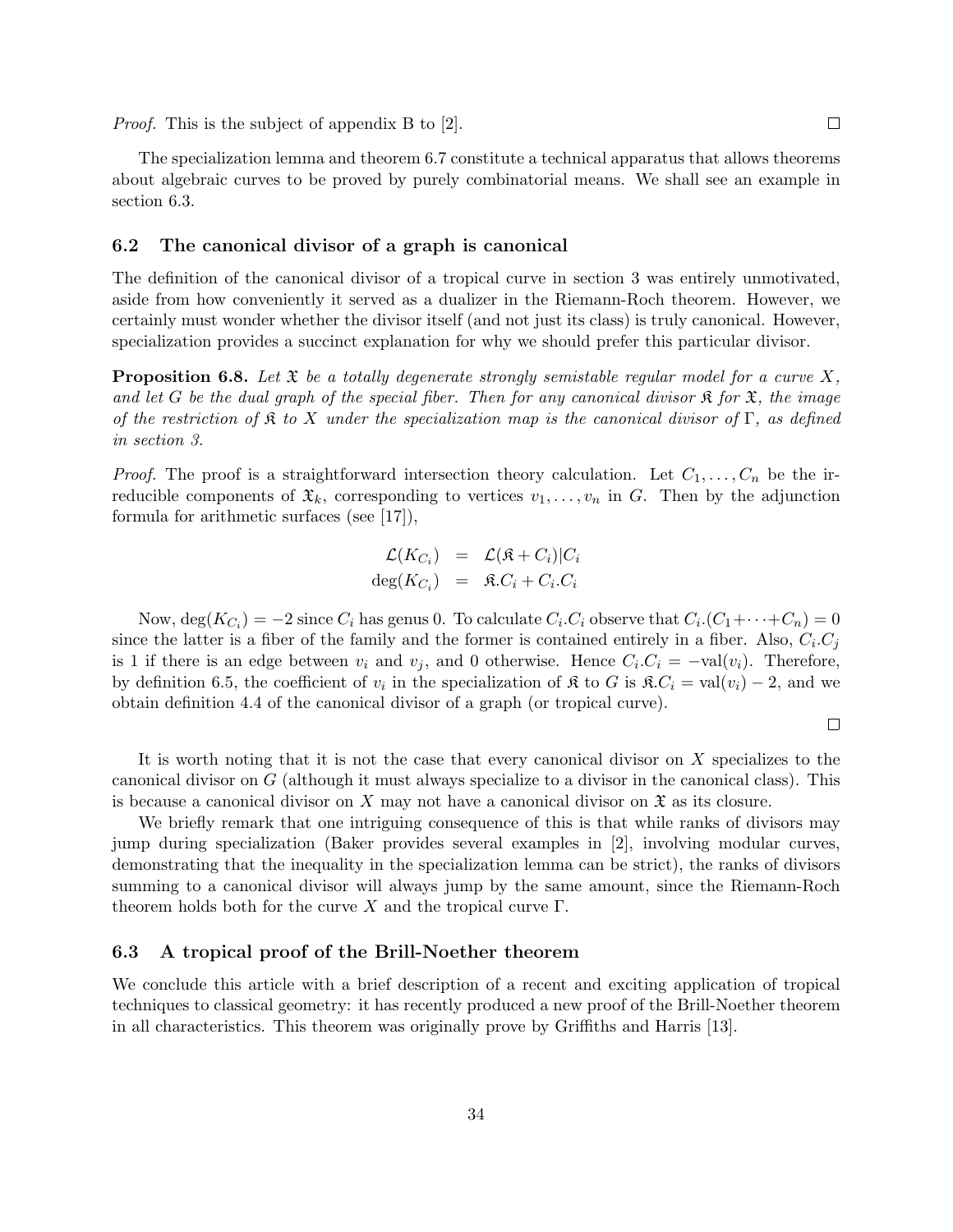*Proof.* This is the subject of appendix B to [2]. ☐

The specialization lemma and theorem 6.7 constitute a technical apparatus that allows theorems about algebraic curves to be proved by purely combinatorial means. We shall see an example in section 6.3.

### 6.2 The canonical divisor of a graph is canonical

The definition of the canonical divisor of a tropical curve in section 3 was entirely unmotivated, aside from how conveniently it served as a dualizer in the Riemann-Roch theorem. However, we certainly must wonder whether the divisor itself (and not just its class) is truly canonical. However, specialization provides a succinct explanation for why we should prefer this particular divisor.

**Proposition 6.8.** *Let $\mathfrak{X}$ be a totally degenerate strongly semistable regular model for a curve $X$, and let $G$ be the dual graph of the special fiber. Then for any canonical divisor $\mathfrak{K}$ for $\mathfrak{X}$, the image of the restriction of $\mathfrak{K}$ to $X$ under the specialization map is the canonical divisor of $\Gamma$, as defined in section 3.*

*Proof.* The proof is a straightforward intersection theory calculation. Let $C_1, \ldots, C_n$ be the irreducible components of $\mathfrak{X}_k$, corresponding to vertices $v_1, \ldots, v_n$ in $G$. Then by the adjunction formula for arithmetic surfaces (see [17]),

$$
\begin{aligned}
\mathcal{L}(K_{C_i}) &= \mathcal{L}(\mathfrak{K} + C_i)|C_i \\
\deg(K_{C_i}) &= \mathfrak{K}.C_i + C_i.C_i
\end{aligned}
$$

Now, $\deg(K_{C_i}) = -2$ since $C_i$ has genus 0. To calculate $C_i.C_i$ observe that $C_i.(C_1 + \cdots + C_n) = 0$ since the latter is a fiber of the family and the former is contained entirely in a fiber. Also, $C_i.C_j$ is 1 if there is an edge between $v_i$ and $v_j$, and 0 otherwise. Hence $C_i.C_i = -\mathrm{val}(v_i)$. Therefore, by definition 6.5, the coefficient of $v_i$ in the specialization of $\mathfrak{K}$ to $G$ is $\mathfrak{K}.C_i = \mathrm{val}(v_i) - 2$, and we obtain definition 4.4 of the canonical divisor of a graph (or tropical curve). ☐

It is worth noting that it is not the case that every canonical divisor on $X$ specializes to the canonical divisor on $G$ (although it must always specialize to a divisor in the canonical class). This is because a canonical divisor on $X$ may not have a canonical divisor on $\mathfrak{X}$ as its closure.

We briefly remark that one intriguing consequence of this is that while ranks of divisors may jump during specialization (Baker provides several examples in [2], involving modular curves, demonstrating that the inequality in the specialization lemma can be strict), the ranks of divisors summing to a canonical divisor will always jump by the same amount, since the Riemann-Roch theorem holds both for the curve $X$ and the tropical curve $\Gamma$.

### 6.3 A tropical proof of the Brill-Noether theorem

We conclude this article with a brief description of a recent and exciting application of tropical techniques to classical geometry: it has recently produced a new proof of the Brill-Noether theorem in all characteristics. This theorem was originally prove by Griffiths and Harris [13].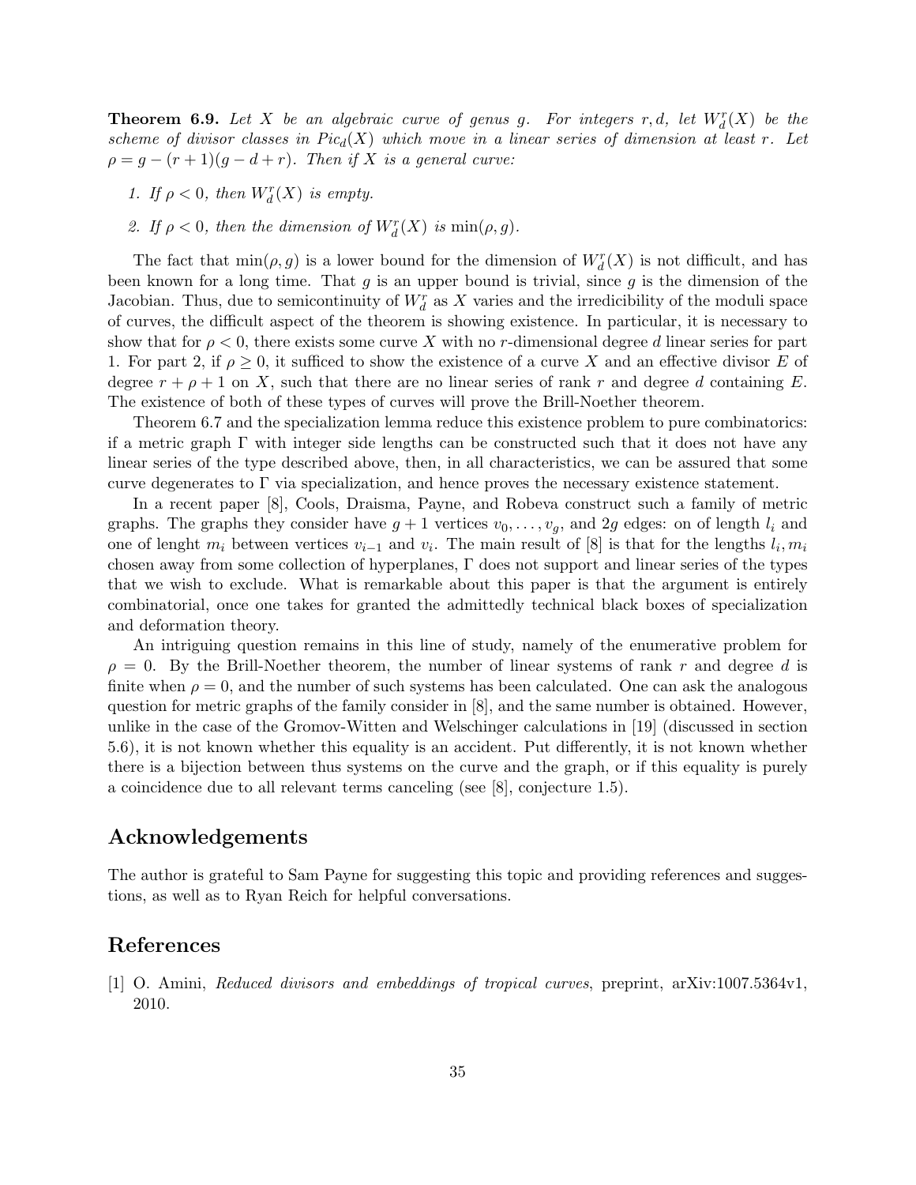**Theorem 6.9.** *Let $X$ be an algebraic curve of genus $g$. For integers $r, d$, let $W^r_d(X)$ be the scheme of divisor classes in $Pic_d(X)$ which move in a linear series of dimension at least $r$. Let $\rho = g - (r+1)(g-d+r)$. Then if $X$ is a general curve:*

1. *If $\rho < 0$, then $W^r_d(X)$ is empty.*
2. *If $\rho < 0$, then the dimension of $W^r_d(X)$ is $\min(\rho, g)$.*

The fact that $\min(\rho, g)$ is a lower bound for the dimension of $W^r_d(X)$ is not difficult, and has been known for a long time. That $g$ is an upper bound is trivial, since $g$ is the dimension of the Jacobian. Thus, due to semicontinuity of $W^r_d$ as $X$ varies and the irredicibility of the moduli space of curves, the difficult aspect of the theorem is showing existence. In particular, it is necessary to show that for $\rho < 0$, there exists some curve $X$ with no $r$-dimensional degree $d$ linear series for part 1. For part 2, if $\rho \geq 0$, it sufficed to show the existence of a curve $X$ and an effective divisor $E$ of degree $r + \rho + 1$ on $X$, such that there are no linear series of rank $r$ and degree $d$ containing $E$. The existence of both of these types of curves will prove the Brill-Noether theorem.

Theorem 6.7 and the specialization lemma reduce this existence problem to pure combinatorics: if a metric graph $\Gamma$ with integer side lengths can be constructed such that it does not have any linear series of the type described above, then, in all characteristics, we can be assured that some curve degenerates to $\Gamma$ via specialization, and hence proves the necessary existence statement.

In a recent paper [8], Cools, Draisma, Payne, and Robeva construct such a family of metric graphs. The graphs they consider have $g+1$ vertices $v_0, \ldots, v_g$, and $2g$ edges: on of length $l_i$ and one of lenght $m_i$ between vertices $v_{i-1}$ and $v_i$. The main result of [8] is that for the lengths $l_i, m_i$ chosen away from some collection of hyperplanes, $\Gamma$ does not support and linear series of the types that we wish to exclude. What is remarkable about this paper is that the argument is entirely combinatorial, once one takes for granted the admittedly technical black boxes of specialization and deformation theory.

An intriguing question remains in this line of study, namely of the enumerative problem for $\rho = 0$. By the Brill-Noether theorem, the number of linear systems of rank $r$ and degree $d$ is finite when $\rho = 0$, and the number of such systems has been calculated. One can ask the analogous question for metric graphs of the family consider in [8], and the same number is obtained. However, unlike in the case of the Gromov-Witten and Welschinger calculations in [19] (discussed in section 5.6), it is not known whether this equality is an accident. Put differently, it is not known whether there is a bijection between thus systems on the curve and the graph, or if this equality is purely a coincidence due to all relevant terms canceling (see [8], conjecture 1.5).

## Acknowledgements

The author is grateful to Sam Payne for suggesting this topic and providing references and suggestions, as well as to Ryan Reich for helpful conversations.

## References

[1] O. Amini, *Reduced divisors and embeddings of tropical curves*, preprint, arXiv:1007.5364v1, 2010.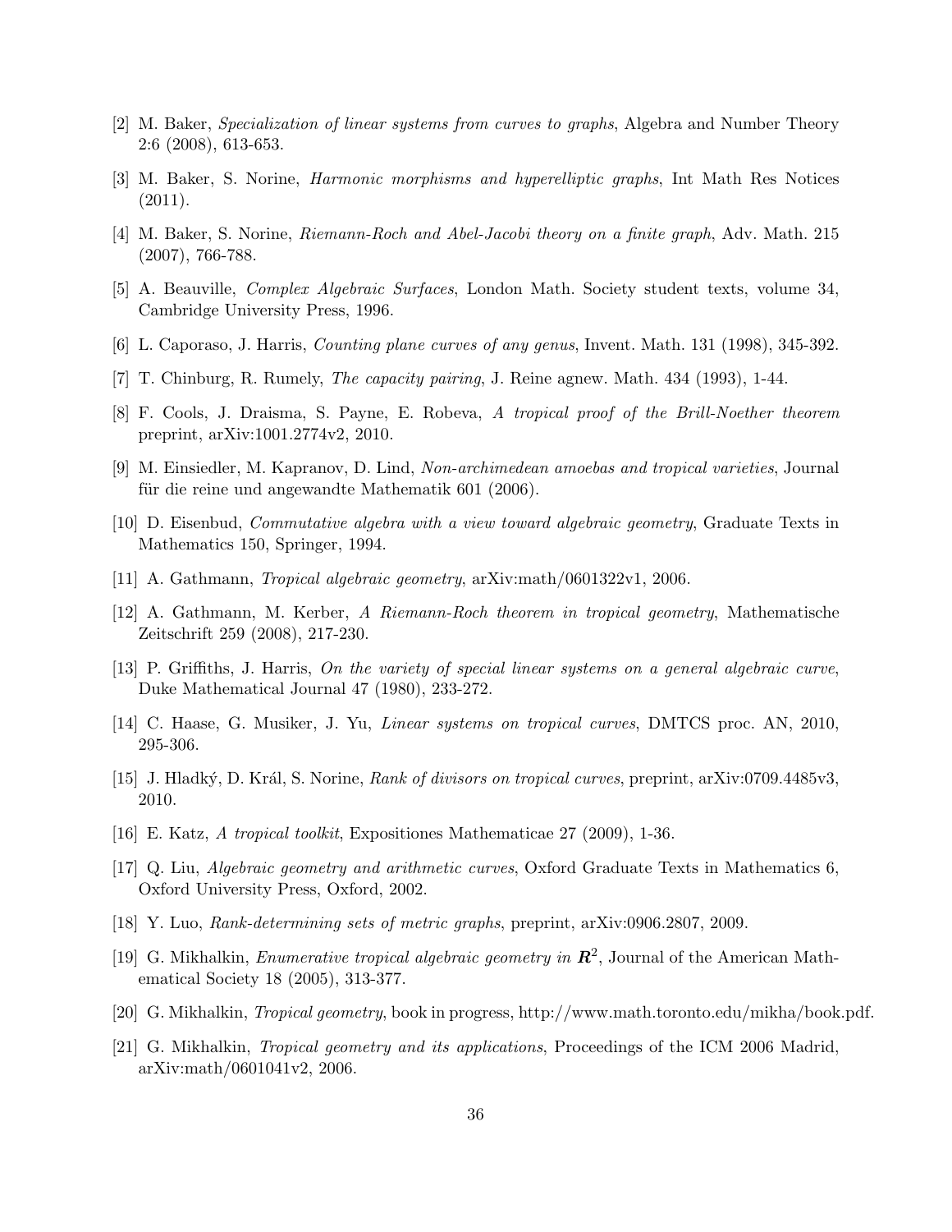[2] M. Baker, *Specialization of linear systems from curves to graphs*, Algebra and Number Theory 2:6 (2008), 613-653.

[3] M. Baker, S. Norine, *Harmonic morphisms and hyperelliptic graphs*, Int Math Res Notices (2011).

[4] M. Baker, S. Norine, *Riemann-Roch and Abel-Jacobi theory on a finite graph*, Adv. Math. 215 (2007), 766-788.

[5] A. Beauville, *Complex Algebraic Surfaces*, London Math. Society student texts, volume 34, Cambridge University Press, 1996.

[6] L. Caporaso, J. Harris, *Counting plane curves of any genus*, Invent. Math. 131 (1998), 345-392.

[7] T. Chinburg, R. Rumely, *The capacity pairing*, J. Reine agnew. Math. 434 (1993), 1-44.

[8] F. Cools, J. Draisma, S. Payne, E. Robeva, *A tropical proof of the Brill-Noether theorem* preprint, arXiv:1001.2774v2, 2010.

[9] M. Einsiedler, M. Kapranov, D. Lind, *Non-archimedean amoebas and tropical varieties*, Journal für die reine und angewandte Mathematik 601 (2006).

[10] D. Eisenbud, *Commutative algebra with a view toward algebraic geometry*, Graduate Texts in Mathematics 150, Springer, 1994.

[11] A. Gathmann, *Tropical algebraic geometry*, arXiv:math/0601322v1, 2006.

[12] A. Gathmann, M. Kerber, *A Riemann-Roch theorem in tropical geometry*, Mathematische Zeitschrift 259 (2008), 217-230.

[13] P. Griffiths, J. Harris, *On the variety of special linear systems on a general algebraic curve*, Duke Mathematical Journal 47 (1980), 233-272.

[14] C. Haase, G. Musiker, J. Yu, *Linear systems on tropical curves*, DMTCS proc. AN, 2010, 295-306.

[15] J. Hladký, D. Král, S. Norine, *Rank of divisors on tropical curves*, preprint, arXiv:0709.4485v3, 2010.

[16] E. Katz, *A tropical toolkit*, Expositiones Mathematicae 27 (2009), 1-36.

[17] Q. Liu, *Algebraic geometry and arithmetic curves*, Oxford Graduate Texts in Mathematics 6, Oxford University Press, Oxford, 2002.

[18] Y. Luo, *Rank-determining sets of metric graphs*, preprint, arXiv:0906.2807, 2009.

[19] G. Mikhalkin, *Enumerative tropical algebraic geometry in $\boldsymbol{R}^2$*, Journal of the American Mathematical Society 18 (2005), 313-377.

[20] G. Mikhalkin, *Tropical geometry*, book in progress, http://www.math.toronto.edu/mikha/book.pdf.

[21] G. Mikhalkin, *Tropical geometry and its applications*, Proceedings of the ICM 2006 Madrid, arXiv:math/0601041v2, 2006.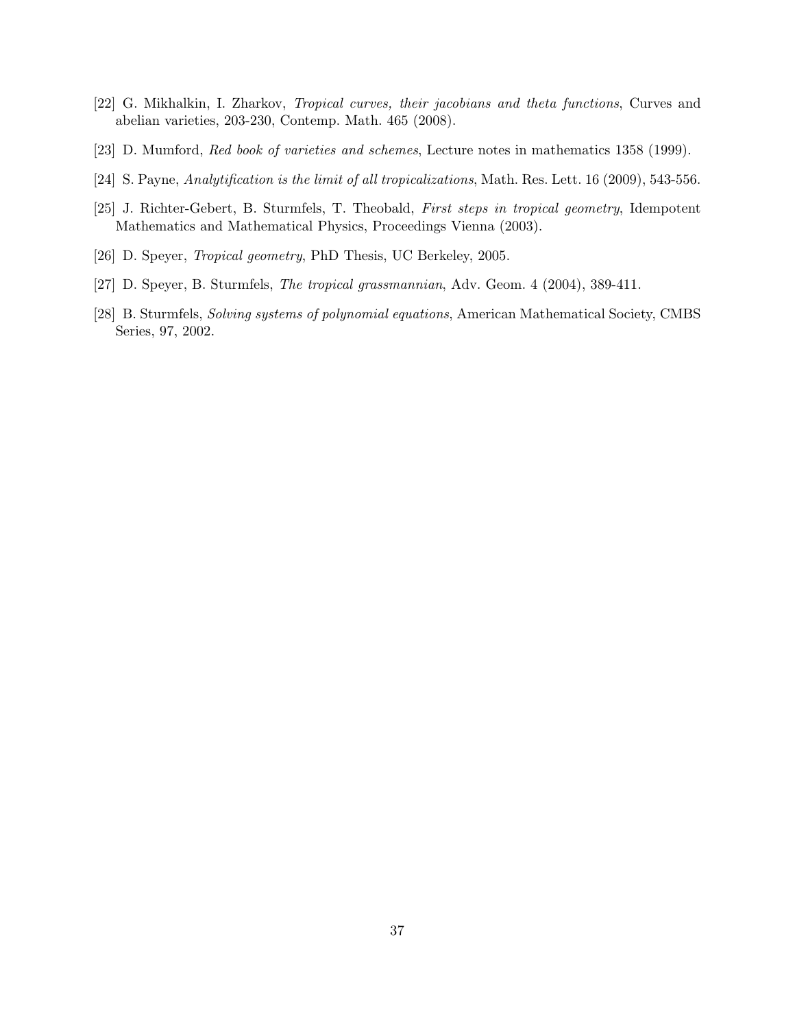[22] G. Mikhalkin, I. Zharkov, *Tropical curves, their jacobians and theta functions*, Curves and abelian varieties, 203-230, Contemp. Math. 465 (2008).

[23] D. Mumford, *Red book of varieties and schemes*, Lecture notes in mathematics 1358 (1999).

[24] S. Payne, *Analytification is the limit of all tropicalizations*, Math. Res. Lett. 16 (2009), 543-556.

[25] J. Richter-Gebert, B. Sturmfels, T. Theobald, *First steps in tropical geometry*, Idempotent Mathematics and Mathematical Physics, Proceedings Vienna (2003).

[26] D. Speyer, *Tropical geometry*, PhD Thesis, UC Berkeley, 2005.

[27] D. Speyer, B. Sturmfels, *The tropical grassmannian*, Adv. Geom. 4 (2004), 389-411.

[28] B. Sturmfels, *Solving systems of polynomial equations*, American Mathematical Society, CMBS Series, 97, 2002.